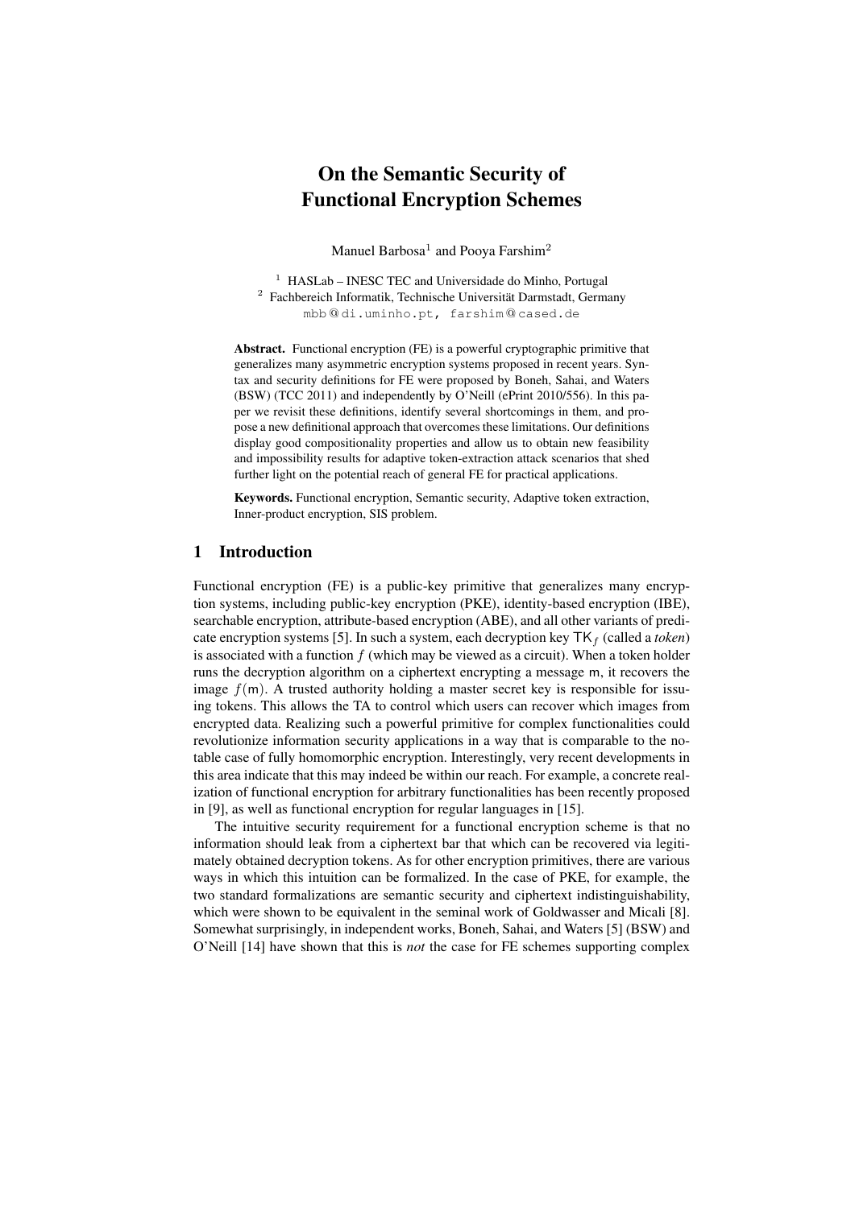# On the Semantic Security of Functional Encryption Schemes

Manuel Barbosa[1] and Pooya Farshim[2]

[1] HASLab – INESC TEC and Universidade do Minho, Portugal
[2] Fachbereich Informatik, Technische Universität Darmstadt, Germany
mbb@di.uminho.pt, farshim@cased.de

**Abstract.** Functional encryption (FE) is a powerful cryptographic primitive that generalizes many asymmetric encryption systems proposed in recent years. Syntax and security definitions for FE were proposed by Boneh, Sahai, and Waters (BSW) (TCC 2011) and independently by O'Neill (ePrint 2010/556). In this paper we revisit these definitions, identify several shortcomings in them, and propose a new definitional approach that overcomes these limitations. Our definitions display good compositionality properties and allow us to obtain new feasibility and impossibility results for adaptive token-extraction attack scenarios that shed further light on the potential reach of general FE for practical applications.

**Keywords.** Functional encryption, Semantic security, Adaptive token extraction, Inner-product encryption, SIS problem.

## 1 Introduction

Functional encryption (FE) is a public-key primitive that generalizes many encryption systems, including public-key encryption (PKE), identity-based encryption (IBE), searchable encryption, attribute-based encryption (ABE), and all other variants of predicate encryption systems [5]. In such a system, each decryption key $\mathsf{TK}_f$ (called a *token*) is associated with a function $f$ (which may be viewed as a circuit). When a token holder runs the decryption algorithm on a ciphertext encrypting a message $\mathsf{m}$, it recovers the image $f(\mathsf{m})$. A trusted authority holding a master secret key is responsible for issuing tokens. This allows the TA to control which users can recover which images from encrypted data. Realizing such a powerful primitive for complex functionalities could revolutionize information security applications in a way that is comparable to the notable case of fully homomorphic encryption. Interestingly, very recent developments in this area indicate that this may indeed be within our reach. For example, a concrete realization of functional encryption for arbitrary functionalities has been recently proposed in [9], as well as functional encryption for regular languages in [15].

The intuitive security requirement for a functional encryption scheme is that no information should leak from a ciphertext bar that which can be recovered via legitimately obtained decryption tokens. As for other encryption primitives, there are various ways in which this intuition can be formalized. In the case of PKE, for example, the two standard formalizations are semantic security and ciphertext indistinguishability, which were shown to be equivalent in the seminal work of Goldwasser and Micali [8]. Somewhat surprisingly, in independent works, Boneh, Sahai, and Waters [5] (BSW) and O'Neill [14] have shown that this is *not* the case for FE schemes supporting complex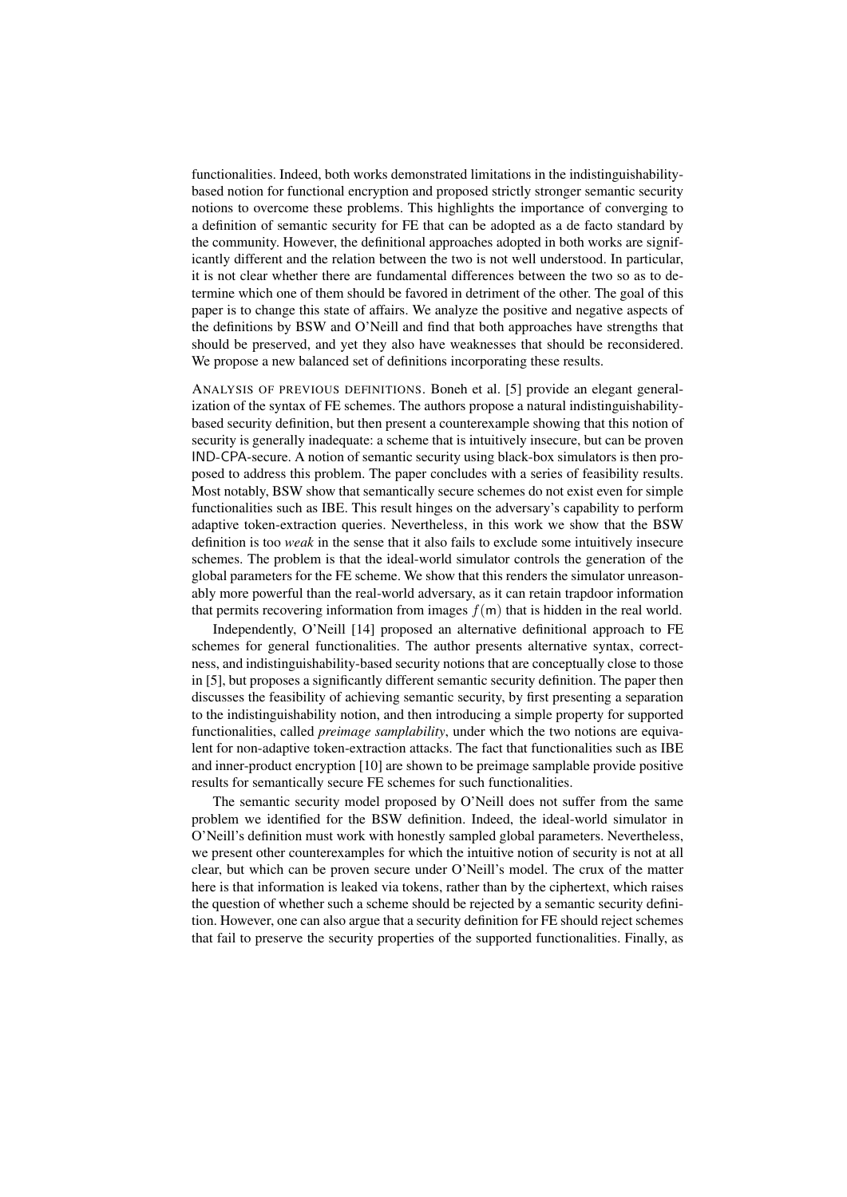functionalities. Indeed, both works demonstrated limitations in the indistinguishability-based notion for functional encryption and proposed strictly stronger semantic security notions to overcome these problems. This highlights the importance of converging to a definition of semantic security for FE that can be adopted as a de facto standard by the community. However, the definitional approaches adopted in both works are significantly different and the relation between the two is not well understood. In particular, it is not clear whether there are fundamental differences between the two so as to determine which one of them should be favored in detriment of the other. The goal of this paper is to change this state of affairs. We analyze the positive and negative aspects of the definitions by BSW and O'Neill and find that both approaches have strengths that should be preserved, and yet they also have weaknesses that should be reconsidered. We propose a new balanced set of definitions incorporating these results.

ANALYSIS OF PREVIOUS DEFINITIONS. Boneh et al. [5] provide an elegant generalization of the syntax of FE schemes. The authors propose a natural indistinguishability-based security definition, but then present a counterexample showing that this notion of security is generally inadequate: a scheme that is intuitively insecure, but can be proven IND-CPA-secure. A notion of semantic security using black-box simulators is then proposed to address this problem. The paper concludes with a series of feasibility results. Most notably, BSW show that semantically secure schemes do not exist even for simple functionalities such as IBE. This result hinges on the adversary's capability to perform adaptive token-extraction queries. Nevertheless, in this work we show that the BSW definition is too *weak* in the sense that it also fails to exclude some intuitively insecure schemes. The problem is that the ideal-world simulator controls the generation of the global parameters for the FE scheme. We show that this renders the simulator unreasonably more powerful than the real-world adversary, as it can retain trapdoor information that permits recovering information from images $f(\mathsf{m})$ that is hidden in the real world.

Independently, O'Neill [14] proposed an alternative definitional approach to FE schemes for general functionalities. The author presents alternative syntax, correctness, and indistinguishability-based security notions that are conceptually close to those in [5], but proposes a significantly different semantic security definition. The paper then discusses the feasibility of achieving semantic security, by first presenting a separation to the indistinguishability notion, and then introducing a simple property for supported functionalities, called *preimage samplability*, under which the two notions are equivalent for non-adaptive token-extraction attacks. The fact that functionalities such as IBE and inner-product encryption [10] are shown to be preimage samplable provide positive results for semantically secure FE schemes for such functionalities.

The semantic security model proposed by O'Neill does not suffer from the same problem we identified for the BSW definition. Indeed, the ideal-world simulator in O'Neill's definition must work with honestly sampled global parameters. Nevertheless, we present other counterexamples for which the intuitive notion of security is not at all clear, but which can be proven secure under O'Neill's model. The crux of the matter here is that information is leaked via tokens, rather than by the ciphertext, which raises the question of whether such a scheme should be rejected by a semantic security definition. However, one can also argue that a security definition for FE should reject schemes that fail to preserve the security properties of the supported functionalities. Finally, as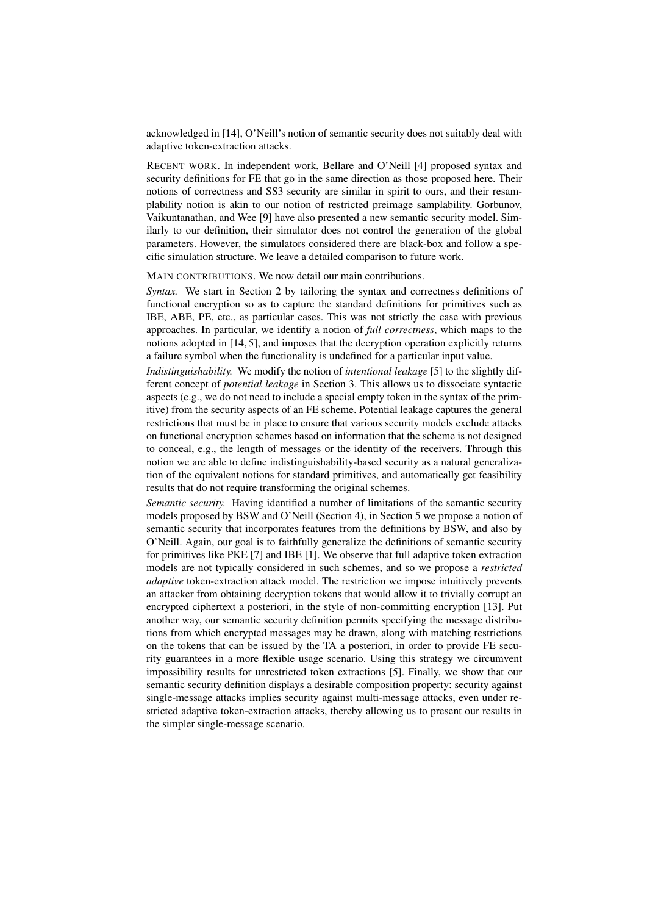acknowledged in [14], O'Neill's notion of semantic security does not suitably deal with adaptive token-extraction attacks.

RECENT WORK. In independent work, Bellare and O'Neill [4] proposed syntax and security definitions for FE that go in the same direction as those proposed here. Their notions of correctness and SS3 security are similar in spirit to ours, and their resamplability notion is akin to our notion of restricted preimage samplability. Gorbunov, Vaikuntanathan, and Wee [9] have also presented a new semantic security model. Similarly to our definition, their simulator does not control the generation of the global parameters. However, the simulators considered there are black-box and follow a specific simulation structure. We leave a detailed comparison to future work.

MAIN CONTRIBUTIONS. We now detail our main contributions.

*Syntax.* We start in Section 2 by tailoring the syntax and correctness definitions of functional encryption so as to capture the standard definitions for primitives such as IBE, ABE, PE, etc., as particular cases. This was not strictly the case with previous approaches. In particular, we identify a notion of *full correctness*, which maps to the notions adopted in [14, 5], and imposes that the decryption operation explicitly returns a failure symbol when the functionality is undefined for a particular input value.

*Indistinguishability.* We modify the notion of *intentional leakage* [5] to the slightly different concept of *potential leakage* in Section 3. This allows us to dissociate syntactic aspects (e.g., we do not need to include a special empty token in the syntax of the primitive) from the security aspects of an FE scheme. Potential leakage captures the general restrictions that must be in place to ensure that various security models exclude attacks on functional encryption schemes based on information that the scheme is not designed to conceal, e.g., the length of messages or the identity of the receivers. Through this notion we are able to define indistinguishability-based security as a natural generalization of the equivalent notions for standard primitives, and automatically get feasibility results that do not require transforming the original schemes.

*Semantic security.* Having identified a number of limitations of the semantic security models proposed by BSW and O'Neill (Section 4), in Section 5 we propose a notion of semantic security that incorporates features from the definitions by BSW, and also by O'Neill. Again, our goal is to faithfully generalize the definitions of semantic security for primitives like PKE [7] and IBE [1]. We observe that full adaptive token extraction models are not typically considered in such schemes, and so we propose a *restricted adaptive* token-extraction attack model. The restriction we impose intuitively prevents an attacker from obtaining decryption tokens that would allow it to trivially corrupt an encrypted ciphertext a posteriori, in the style of non-committing encryption [13]. Put another way, our semantic security definition permits specifying the message distributions from which encrypted messages may be drawn, along with matching restrictions on the tokens that can be issued by the TA a posteriori, in order to provide FE security guarantees in a more flexible usage scenario. Using this strategy we circumvent impossibility results for unrestricted token extractions [5]. Finally, we show that our semantic security definition displays a desirable composition property: security against single-message attacks implies security against multi-message attacks, even under restricted adaptive token-extraction attacks, thereby allowing us to present our results in the simpler single-message scenario.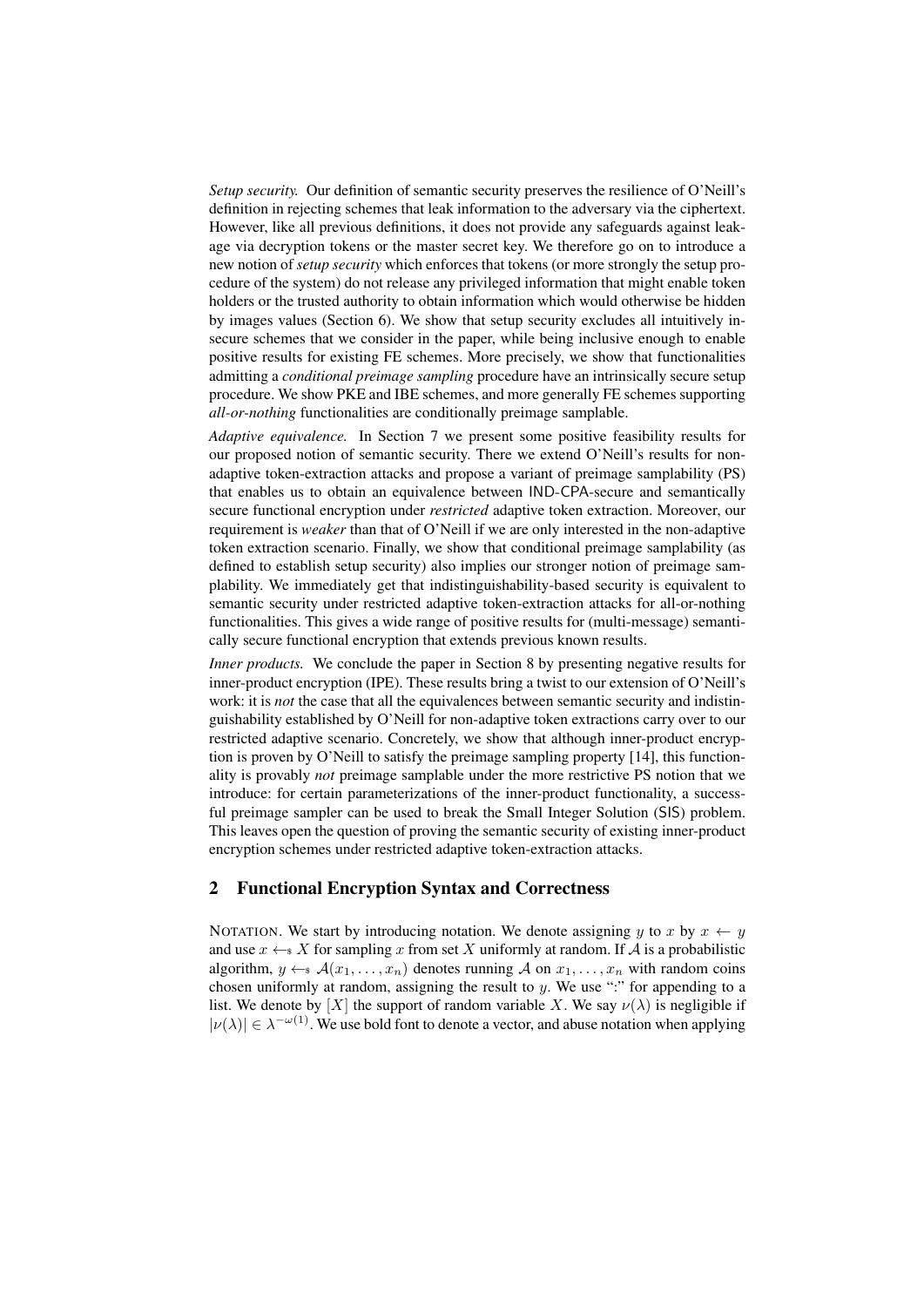*Setup security.* Our definition of semantic security preserves the resilience of O'Neill's definition in rejecting schemes that leak information to the adversary via the ciphertext. However, like all previous definitions, it does not provide any safeguards against leakage via decryption tokens or the master secret key. We therefore go on to introduce a new notion of *setup security* which enforces that tokens (or more strongly the setup procedure of the system) do not release any privileged information that might enable token holders or the trusted authority to obtain information which would otherwise be hidden by images values (Section 6). We show that setup security excludes all intuitively insecure schemes that we consider in the paper, while being inclusive enough to enable positive results for existing FE schemes. More precisely, we show that functionalities admitting a *conditional preimage sampling* procedure have an intrinsically secure setup procedure. We show PKE and IBE schemes, and more generally FE schemes supporting *all-or-nothing* functionalities are conditionally preimage samplable.

*Adaptive equivalence.* In Section 7 we present some positive feasibility results for our proposed notion of semantic security. There we extend O'Neill's results for non-adaptive token-extraction attacks and propose a variant of preimage samplability (PS) that enables us to obtain an equivalence between IND-CPA-secure and semantically secure functional encryption under *restricted* adaptive token extraction. Moreover, our requirement is *weaker* than that of O'Neill if we are only interested in the non-adaptive token extraction scenario. Finally, we show that conditional preimage samplability (as defined to establish setup security) also implies our stronger notion of preimage samplability. We immediately get that indistinguishability-based security is equivalent to semantic security under restricted adaptive token-extraction attacks for all-or-nothing functionalities. This gives a wide range of positive results for (multi-message) semantically secure functional encryption that extends previous known results.

*Inner products.* We conclude the paper in Section 8 by presenting negative results for inner-product encryption (IPE). These results bring a twist to our extension of O'Neill's work: it is *not* the case that all the equivalences between semantic security and indistinguishability established by O'Neill for non-adaptive token extractions carry over to our restricted adaptive scenario. Concretely, we show that although inner-product encryption is proven by O'Neill to satisfy the preimage sampling property [14], this functionality is provably *not* preimage samplable under the more restrictive PS notion that we introduce: for certain parameterizations of the inner-product functionality, a successful preimage sampler can be used to break the Small Integer Solution (SIS) problem. This leaves open the question of proving the semantic security of existing inner-product encryption schemes under restricted adaptive token-extraction attacks.

## 2 Functional Encryption Syntax and Correctness

NOTATION. We start by introducing notation. We denote assigning $y$ to $x$ by $x \leftarrow y$ and use $x \leftarrow_{\$} X$ for sampling $x$ from set $X$ uniformly at random. If $\mathcal{A}$ is a probabilistic algorithm, $y \leftarrow_{\$} \mathcal{A}(x_1, \ldots, x_n)$ denotes running $\mathcal{A}$ on $x_1, \ldots, x_n$ with random coins chosen uniformly at random, assigning the result to $y$. We use ":" for appending to a list. We denote by $[X]$ the support of random variable $X$. We say $\nu(\lambda)$ is negligible if $|\nu(\lambda)| \in \lambda^{-\omega(1)}$. We use bold font to denote a vector, and abuse notation when applying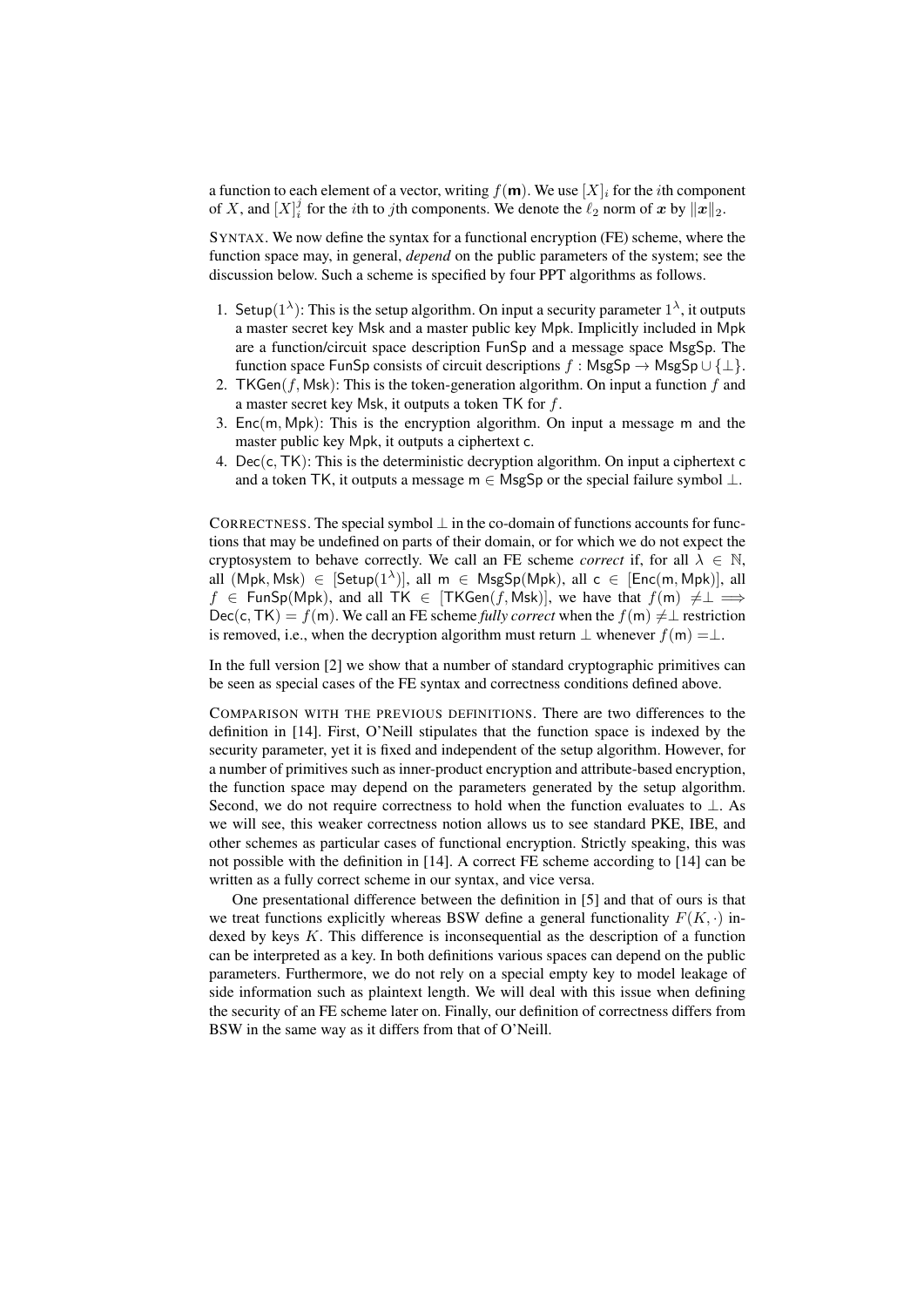a function to each element of a vector, writing $f(\mathbf{m})$. We use $[X]_i$ for the $i$th component of $X$, and $[X]_i^j$ for the $i$th to $j$th components. We denote the $\ell_2$ norm of $\boldsymbol{x}$ by $\|\boldsymbol{x}\|_2$.

SYNTAX. We now define the syntax for a functional encryption (FE) scheme, where the function space may, in general, *depend* on the public parameters of the system; see the discussion below. Such a scheme is specified by four PPT algorithms as follows.

1. $\mathsf{Setup}(1^\lambda)$: This is the setup algorithm. On input a security parameter $1^\lambda$, it outputs a master secret key $\mathsf{Msk}$ and a master public key $\mathsf{Mpk}$. Implicitly included in $\mathsf{Mpk}$ are a function/circuit space description $\mathsf{FunSp}$ and a message space $\mathsf{MsgSp}$. The function space $\mathsf{FunSp}$ consists of circuit descriptions $f : \mathsf{MsgSp} \to \mathsf{MsgSp} \cup \{\bot\}$.
2. $\mathsf{TKGen}(f, \mathsf{Msk})$: This is the token-generation algorithm. On input a function $f$ and a master secret key $\mathsf{Msk}$, it outputs a token $\mathsf{TK}$ for $f$.
3. $\mathsf{Enc}(\mathsf{m}, \mathsf{Mpk})$: This is the encryption algorithm. On input a message $\mathsf{m}$ and the master public key $\mathsf{Mpk}$, it outputs a ciphertext $\mathsf{c}$.
4. $\mathsf{Dec}(\mathsf{c}, \mathsf{TK})$: This is the deterministic decryption algorithm. On input a ciphertext $\mathsf{c}$ and a token $\mathsf{TK}$, it outputs a message $\mathsf{m} \in \mathsf{MsgSp}$ or the special failure symbol $\bot$.

CORRECTNESS. The special symbol $\bot$ in the co-domain of functions accounts for functions that may be undefined on parts of their domain, or for which we do not expect the cryptosystem to behave correctly. We call an FE scheme *correct* if, for all $\lambda \in \mathbb{N}$, all $(\mathsf{Mpk}, \mathsf{Msk}) \in [\mathsf{Setup}(1^\lambda)]$, all $\mathsf{m} \in \mathsf{MsgSp}(\mathsf{Mpk})$, all $\mathsf{c} \in [\mathsf{Enc}(\mathsf{m}, \mathsf{Mpk})]$, all $f \in \mathsf{FunSp}(\mathsf{Mpk})$, and all $\mathsf{TK} \in [\mathsf{TKGen}(f, \mathsf{Msk})]$, we have that $f(\mathsf{m}) \neq \bot \implies \mathsf{Dec}(\mathsf{c}, \mathsf{TK}) = f(\mathsf{m})$. We call an FE scheme *fully correct* when the $f(\mathsf{m}) \neq \bot$ restriction is removed, i.e., when the decryption algorithm must return $\bot$ whenever $f(\mathsf{m}) = \bot$.

In the full version [2] we show that a number of standard cryptographic primitives can be seen as special cases of the FE syntax and correctness conditions defined above.

COMPARISON WITH THE PREVIOUS DEFINITIONS. There are two differences to the definition in [14]. First, O'Neill stipulates that the function space is indexed by the security parameter, yet it is fixed and independent of the setup algorithm. However, for a number of primitives such as inner-product encryption and attribute-based encryption, the function space may depend on the parameters generated by the setup algorithm. Second, we do not require correctness to hold when the function evaluates to $\bot$. As we will see, this weaker correctness notion allows us to see standard PKE, IBE, and other schemes as particular cases of functional encryption. Strictly speaking, this was not possible with the definition in [14]. A correct FE scheme according to [14] can be written as a fully correct scheme in our syntax, and vice versa.

One presentational difference between the definition in [5] and that of ours is that we treat functions explicitly whereas BSW define a general functionality $F(K, \cdot)$ indexed by keys $K$. This difference is inconsequential as the description of a function can be interpreted as a key. In both definitions various spaces can depend on the public parameters. Furthermore, we do not rely on a special empty key to model leakage of side information such as plaintext length. We will deal with this issue when defining the security of an FE scheme later on. Finally, our definition of correctness differs from BSW in the same way as it differs from that of O'Neill.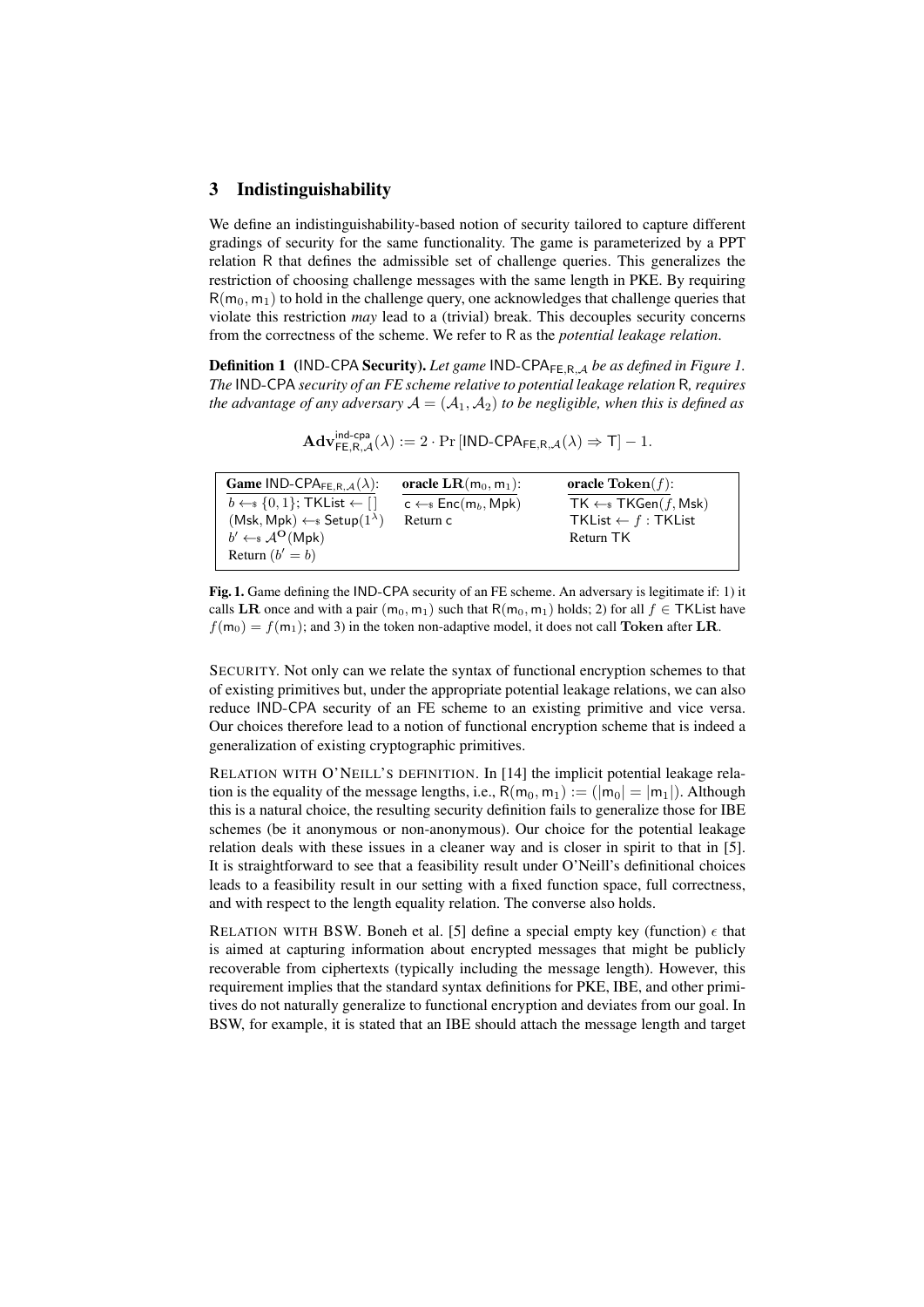## 3 Indistinguishability

We define an indistinguishability-based notion of security tailored to capture different gradings of security for the same functionality. The game is parameterized by a PPT relation $\mathsf{R}$ that defines the admissible set of challenge queries. This generalizes the restriction of choosing challenge messages with the same length in PKE. By requiring $\mathsf{R}(\mathsf{m}_0, \mathsf{m}_1)$ to hold in the challenge query, one acknowledges that challenge queries that violate this restriction *may* lead to a (trivial) break. This decouples security concerns from the correctness of the scheme. We refer to $\mathsf{R}$ as the *potential leakage relation*.

**Definition 1** **(IND-CPA Security).** *Let game $\mathsf{IND\text{-}CPA}_{\mathsf{FE},\mathsf{R},\mathcal{A}}$ be as defined in Figure 1. The* IND-CPA *security of an FE scheme relative to potential leakage relation* $\mathsf{R}$*, requires the advantage of any adversary $\mathcal{A} = (\mathcal{A}_1, \mathcal{A}_2)$ to be negligible, when this is defined as*

$$\mathbf{Adv}^{\mathsf{ind\text{-}cpa}}_{\mathsf{FE},\mathsf{R},\mathcal{A}}(\lambda) := 2 \cdot \Pr\left[\mathsf{IND\text{-}CPA}_{\mathsf{FE},\mathsf{R},\mathcal{A}}(\lambda) \Rightarrow \mathsf{T}\right] - 1.$$

| **Game** $\mathsf{IND\text{-}CPA}_{\mathsf{FE},\mathsf{R},\mathcal{A}}(\lambda)$: | **oracle** $\mathbf{LR}(\mathsf{m}_0, \mathsf{m}_1)$: | **oracle** $\mathbf{Token}(f)$: |
|---|---|---|
| $b \leftarrow_\$ \{0,1\}$; $\mathsf{TKList} \leftarrow [\,]$ | $\mathsf{c} \leftarrow_\$ \mathsf{Enc}(\mathsf{m}_b, \mathsf{Mpk})$ | $\mathsf{TK} \leftarrow_\$ \mathsf{TKGen}(f, \mathsf{Msk})$ |
| $(\mathsf{Msk}, \mathsf{Mpk}) \leftarrow_\$ \mathsf{Setup}(1^\lambda)$ | Return $\mathsf{c}$ | $\mathsf{TKList} \leftarrow f : \mathsf{TKList}$ |
| $b' \leftarrow_\$ \mathcal{A}^{\mathbf{O}}(\mathsf{Mpk})$ | | Return $\mathsf{TK}$ |
| Return $(b' = b)$ | | |

**Fig. 1.** Game defining the IND-CPA security of an FE scheme. An adversary is legitimate if: 1) it calls $\mathbf{LR}$ once and with a pair $(\mathsf{m}_0, \mathsf{m}_1)$ such that $\mathsf{R}(\mathsf{m}_0, \mathsf{m}_1)$ holds; 2) for all $f \in \mathsf{TKList}$ have $f(\mathsf{m}_0) = f(\mathsf{m}_1)$; and 3) in the token non-adaptive model, it does not call $\mathbf{Token}$ after $\mathbf{LR}$.

SECURITY. Not only can we relate the syntax of functional encryption schemes to that of existing primitives but, under the appropriate potential leakage relations, we can also reduce IND-CPA security of an FE scheme to an existing primitive and vice versa. Our choices therefore lead to a notion of functional encryption scheme that is indeed a generalization of existing cryptographic primitives.

RELATION WITH O'NEILL'S DEFINITION. In [14] the implicit potential leakage relation is the equality of the message lengths, i.e., $\mathsf{R}(\mathsf{m}_0, \mathsf{m}_1) := (|\mathsf{m}_0| = |\mathsf{m}_1|)$. Although this is a natural choice, the resulting security definition fails to generalize those for IBE schemes (be it anonymous or non-anonymous). Our choice for the potential leakage relation deals with these issues in a cleaner way and is closer in spirit to that in [5]. It is straightforward to see that a feasibility result under O'Neill's definitional choices leads to a feasibility result in our setting with a fixed function space, full correctness, and with respect to the length equality relation. The converse also holds.

RELATION WITH BSW. Boneh et al. [5] define a special empty key (function) $\epsilon$ that is aimed at capturing information about encrypted messages that might be publicly recoverable from ciphertexts (typically including the message length). However, this requirement implies that the standard syntax definitions for PKE, IBE, and other primitives do not naturally generalize to functional encryption and deviates from our goal. In BSW, for example, it is stated that an IBE should attach the message length and target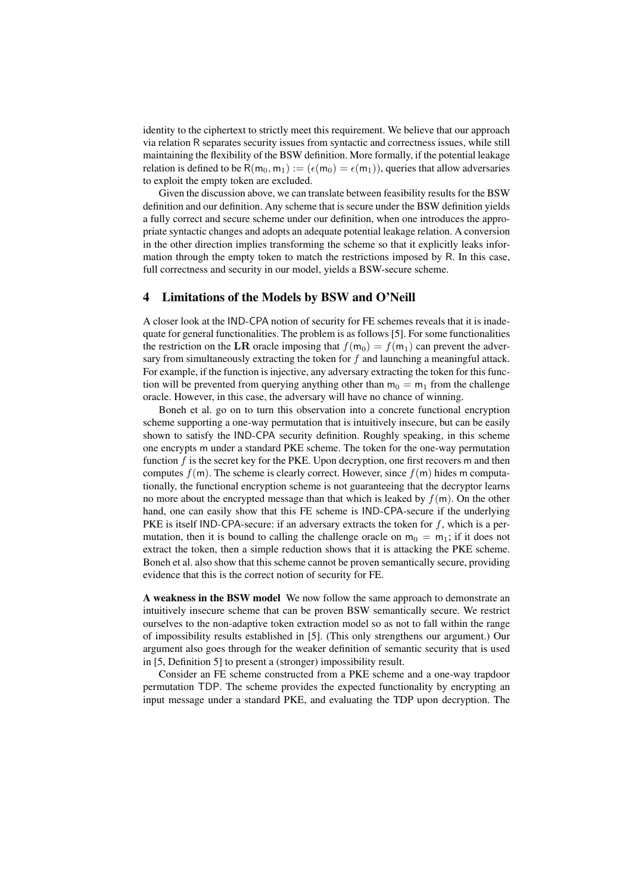identity to the ciphertext to strictly meet this requirement. We believe that our approach via relation R separates security issues from syntactic and correctness issues, while still maintaining the flexibility of the BSW definition. More formally, if the potential leakage relation is defined to be $\mathsf{R}(\mathsf{m}_0, \mathsf{m}_1) := (\epsilon(\mathsf{m}_0) = \epsilon(\mathsf{m}_1))$, queries that allow adversaries to exploit the empty token are excluded.

Given the discussion above, we can translate between feasibility results for the BSW definition and our definition. Any scheme that is secure under the BSW definition yields a fully correct and secure scheme under our definition, when one introduces the appropriate syntactic changes and adopts an adequate potential leakage relation. A conversion in the other direction implies transforming the scheme so that it explicitly leaks information through the empty token to match the restrictions imposed by R. In this case, full correctness and security in our model, yields a BSW-secure scheme.

## 4 Limitations of the Models by BSW and O'Neill

A closer look at the IND-CPA notion of security for FE schemes reveals that it is inadequate for general functionalities. The problem is as follows [5]. For some functionalities the restriction on the **LR** oracle imposing that $f(\mathsf{m}_0) = f(\mathsf{m}_1)$ can prevent the adversary from simultaneously extracting the token for $f$ and launching a meaningful attack. For example, if the function is injective, any adversary extracting the token for this function will be prevented from querying anything other than $\mathsf{m}_0 = \mathsf{m}_1$ from the challenge oracle. However, in this case, the adversary will have no chance of winning.

Boneh et al. go on to turn this observation into a concrete functional encryption scheme supporting a one-way permutation that is intuitively insecure, but can be easily shown to satisfy the IND-CPA security definition. Roughly speaking, in this scheme one encrypts m under a standard PKE scheme. The token for the one-way permutation function $f$ is the secret key for the PKE. Upon decryption, one first recovers m and then computes $f(\mathsf{m})$. The scheme is clearly correct. However, since $f(\mathsf{m})$ hides m computationally, the functional encryption scheme is not guaranteeing that the decryptor learns no more about the encrypted message than that which is leaked by $f(\mathsf{m})$. On the other hand, one can easily show that this FE scheme is IND-CPA-secure if the underlying PKE is itself IND-CPA-secure: if an adversary extracts the token for $f$, which is a permutation, then it is bound to calling the challenge oracle on $\mathsf{m}_0 = \mathsf{m}_1$; if it does not extract the token, then a simple reduction shows that it is attacking the PKE scheme. Boneh et al. also show that this scheme cannot be proven semantically secure, providing evidence that this is the correct notion of security for FE.

**A weakness in the BSW model** We now follow the same approach to demonstrate an intuitively insecure scheme that can be proven BSW semantically secure. We restrict ourselves to the non-adaptive token extraction model so as not to fall within the range of impossibility results established in [5]. (This only strengthens our argument.) Our argument also goes through for the weaker definition of semantic security that is used in [5, Definition 5] to present a (stronger) impossibility result.

Consider an FE scheme constructed from a PKE scheme and a one-way trapdoor permutation TDP. The scheme provides the expected functionality by encrypting an input message under a standard PKE, and evaluating the TDP upon decryption. The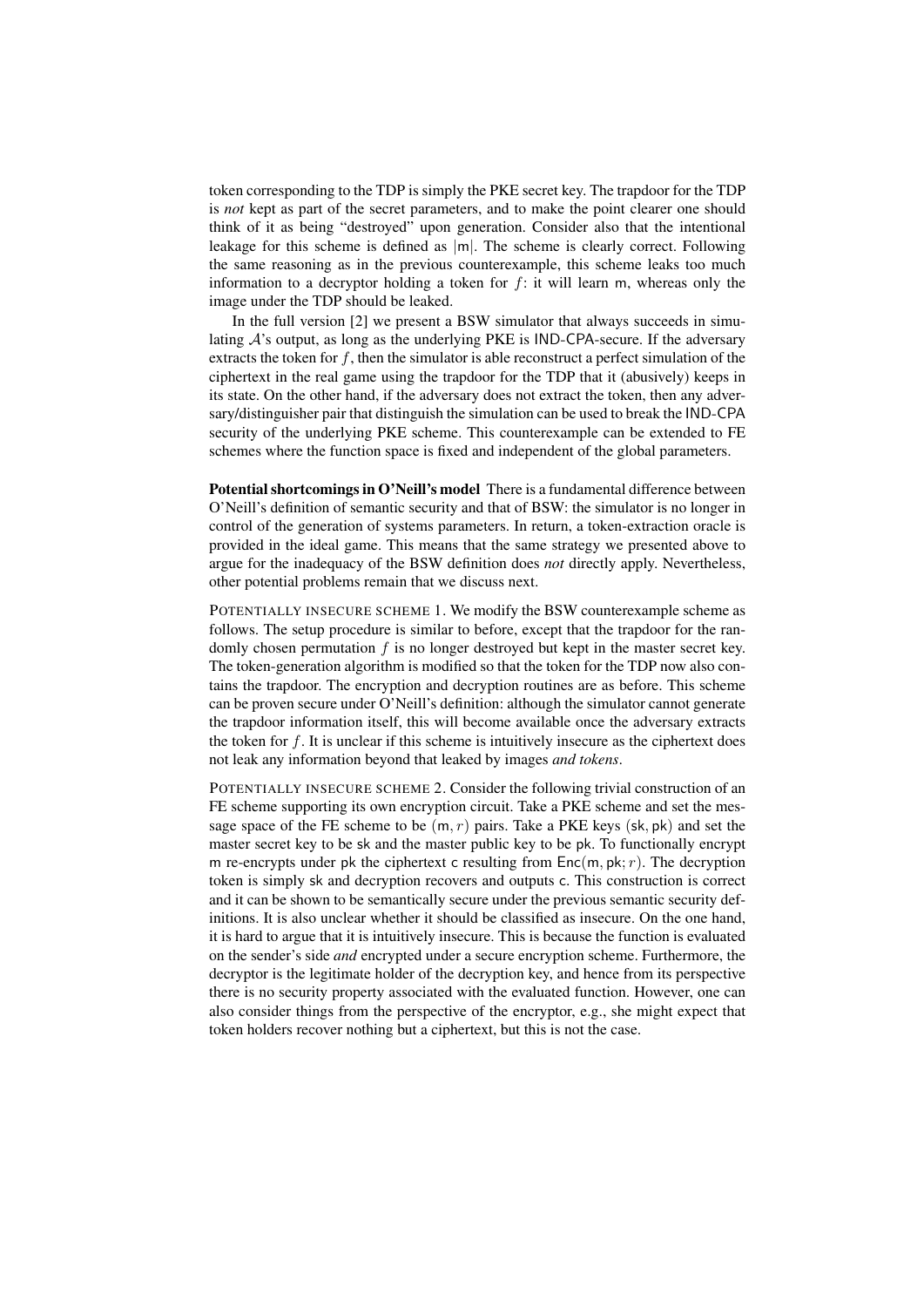token corresponding to the TDP is simply the PKE secret key. The trapdoor for the TDP is *not* kept as part of the secret parameters, and to make the point clearer one should think of it as being "destroyed" upon generation. Consider also that the intentional leakage for this scheme is defined as $|\mathsf{m}|$. The scheme is clearly correct. Following the same reasoning as in the previous counterexample, this scheme leaks too much information to a decryptor holding a token for $f$: it will learn $\mathsf{m}$, whereas only the image under the TDP should be leaked.

In the full version [2] we present a BSW simulator that always succeeds in simulating $\mathcal{A}$'s output, as long as the underlying PKE is IND-CPA-secure. If the adversary extracts the token for $f$, then the simulator is able reconstruct a perfect simulation of the ciphertext in the real game using the trapdoor for the TDP that it (abusively) keeps in its state. On the other hand, if the adversary does not extract the token, then any adversary/distinguisher pair that distinguish the simulation can be used to break the IND-CPA security of the underlying PKE scheme. This counterexample can be extended to FE schemes where the function space is fixed and independent of the global parameters.

**Potential shortcomings in O'Neill's model** There is a fundamental difference between O'Neill's definition of semantic security and that of BSW: the simulator is no longer in control of the generation of systems parameters. In return, a token-extraction oracle is provided in the ideal game. This means that the same strategy we presented above to argue for the inadequacy of the BSW definition does *not* directly apply. Nevertheless, other potential problems remain that we discuss next.

POTENTIALLY INSECURE SCHEME 1. We modify the BSW counterexample scheme as follows. The setup procedure is similar to before, except that the trapdoor for the randomly chosen permutation $f$ is no longer destroyed but kept in the master secret key. The token-generation algorithm is modified so that the token for the TDP now also contains the trapdoor. The encryption and decryption routines are as before. This scheme can be proven secure under O'Neill's definition: although the simulator cannot generate the trapdoor information itself, this will become available once the adversary extracts the token for $f$. It is unclear if this scheme is intuitively insecure as the ciphertext does not leak any information beyond that leaked by images *and tokens*.

POTENTIALLY INSECURE SCHEME 2. Consider the following trivial construction of an FE scheme supporting its own encryption circuit. Take a PKE scheme and set the message space of the FE scheme to be $(\mathsf{m}, r)$ pairs. Take a PKE keys $(\mathsf{sk}, \mathsf{pk})$ and set the master secret key to be $\mathsf{sk}$ and the master public key to be $\mathsf{pk}$. To functionally encrypt $\mathsf{m}$ re-encrypts under $\mathsf{pk}$ the ciphertext $\mathsf{c}$ resulting from $\mathsf{Enc}(\mathsf{m}, \mathsf{pk}; r)$. The decryption token is simply $\mathsf{sk}$ and decryption recovers and outputs $\mathsf{c}$. This construction is correct and it can be shown to be semantically secure under the previous semantic security definitions. It is also unclear whether it should be classified as insecure. On the one hand, it is hard to argue that it is intuitively insecure. This is because the function is evaluated on the sender's side *and* encrypted under a secure encryption scheme. Furthermore, the decryptor is the legitimate holder of the decryption key, and hence from its perspective there is no security property associated with the evaluated function. However, one can also consider things from the perspective of the encryptor, e.g., she might expect that token holders recover nothing but a ciphertext, but this is not the case.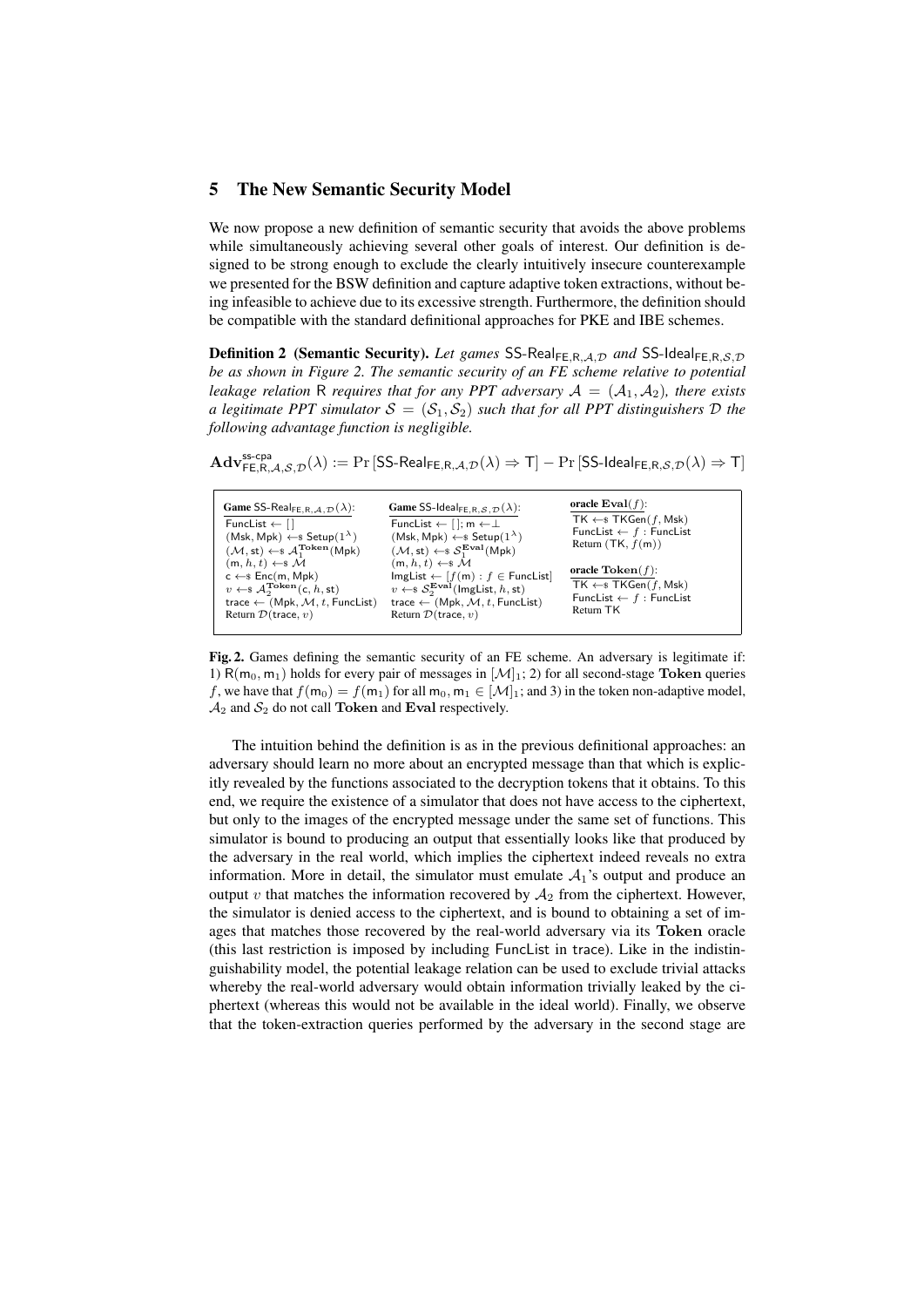## 5 The New Semantic Security Model

We now propose a new definition of semantic security that avoids the above problems while simultaneously achieving several other goals of interest. Our definition is designed to be strong enough to exclude the clearly intuitively insecure counterexample we presented for the BSW definition and capture adaptive token extractions, without being infeasible to achieve due to its excessive strength. Furthermore, the definition should be compatible with the standard definitional approaches for PKE and IBE schemes.

**Definition 2 (Semantic Security).** *Let games* $\mathsf{SS\text{-}Real}_{\mathsf{FE},\mathsf{R},\mathcal{A},\mathcal{D}}$ *and* $\mathsf{SS\text{-}Ideal}_{\mathsf{FE},\mathsf{R},\mathcal{S},\mathcal{D}}$ *be as shown in Figure 2. The semantic security of an FE scheme relative to potential leakage relation* $\mathsf{R}$ *requires that for any PPT adversary* $\mathcal{A} = (\mathcal{A}_1, \mathcal{A}_2)$*, there exists a legitimate PPT simulator* $\mathcal{S} = (\mathcal{S}_1, \mathcal{S}_2)$ *such that for all PPT distinguishers* $\mathcal{D}$ *the following advantage function is negligible.*

$$\mathbf{Adv}^{\mathsf{ss\text{-}cpa}}_{\mathsf{FE},\mathsf{R},\mathcal{A},\mathcal{S},\mathcal{D}}(\lambda) := \Pr\left[\mathsf{SS\text{-}Real}_{\mathsf{FE},\mathsf{R},\mathcal{A},\mathcal{D}}(\lambda) \Rightarrow \mathsf{T}\right] - \Pr\left[\mathsf{SS\text{-}Ideal}_{\mathsf{FE},\mathsf{R},\mathcal{S},\mathcal{D}}(\lambda) \Rightarrow \mathsf{T}\right]$$

```
Game SS-Real_{FE,R,A,D}(λ):
  FuncList ← []
  (Msk, Mpk) ←$ Setup(1^λ)
  (M, st) ←$ A_1^Token(Mpk)
  (m, h, t) ←$ M
  c ←$ Enc(m, Mpk)
  v ←$ A_2^Token(c, h, st)
  trace ← (Mpk, M, t, FuncList)
  Return D(trace, v)

Game SS-Ideal_{FE,R,S,D}(λ):
  FuncList ← []; m ← ⊥
  (Msk, Mpk) ←$ Setup(1^λ)
  (M, st) ←$ S_1^Eval(Mpk)
  (m, h, t) ←$ M
  ImgList ← [f(m) : f ∈ FuncList]
  v ←$ S_2^Eval(ImgList, h, st)
  trace ← (Mpk, M, t, FuncList)
  Return D(trace, v)

oracle Eval(f):
  TK ←$ TKGen(f, Msk)
  FuncList ← f : FuncList
  Return (TK, f(m))

oracle Token(f):
  TK ←$ TKGen(f, Msk)
  FuncList ← f : FuncList
  Return TK
```

**Fig. 2.** Games defining the semantic security of an FE scheme. An adversary is legitimate if: 1) $\mathsf{R}(\mathsf{m}_0, \mathsf{m}_1)$ holds for every pair of messages in $[\mathcal{M}]_1$; 2) for all second-stage **Token** queries $f$, we have that $f(\mathsf{m}_0) = f(\mathsf{m}_1)$ for all $\mathsf{m}_0, \mathsf{m}_1 \in [\mathcal{M}]_1$; and 3) in the token non-adaptive model, $\mathcal{A}_2$ and $\mathcal{S}_2$ do not call **Token** and **Eval** respectively.

The intuition behind the definition is as in the previous definitional approaches: an adversary should learn no more about an encrypted message than that which is explicitly revealed by the functions associated to the decryption tokens that it obtains. To this end, we require the existence of a simulator that does not have access to the ciphertext, but only to the images of the encrypted message under the same set of functions. This simulator is bound to producing an output that essentially looks like that produced by the adversary in the real world, which implies the ciphertext indeed reveals no extra information. More in detail, the simulator must emulate $\mathcal{A}_1$'s output and produce an output $v$ that matches the information recovered by $\mathcal{A}_2$ from the ciphertext. However, the simulator is denied access to the ciphertext, and is bound to obtaining a set of images that matches those recovered by the real-world adversary via its **Token** oracle (this last restriction is imposed by including $\mathsf{FuncList}$ in $\mathsf{trace}$). Like in the indistinguishability model, the potential leakage relation can be used to exclude trivial attacks whereby the real-world adversary would obtain information trivially leaked by the ciphertext (whereas this would not be available in the ideal world). Finally, we observe that the token-extraction queries performed by the adversary in the second stage are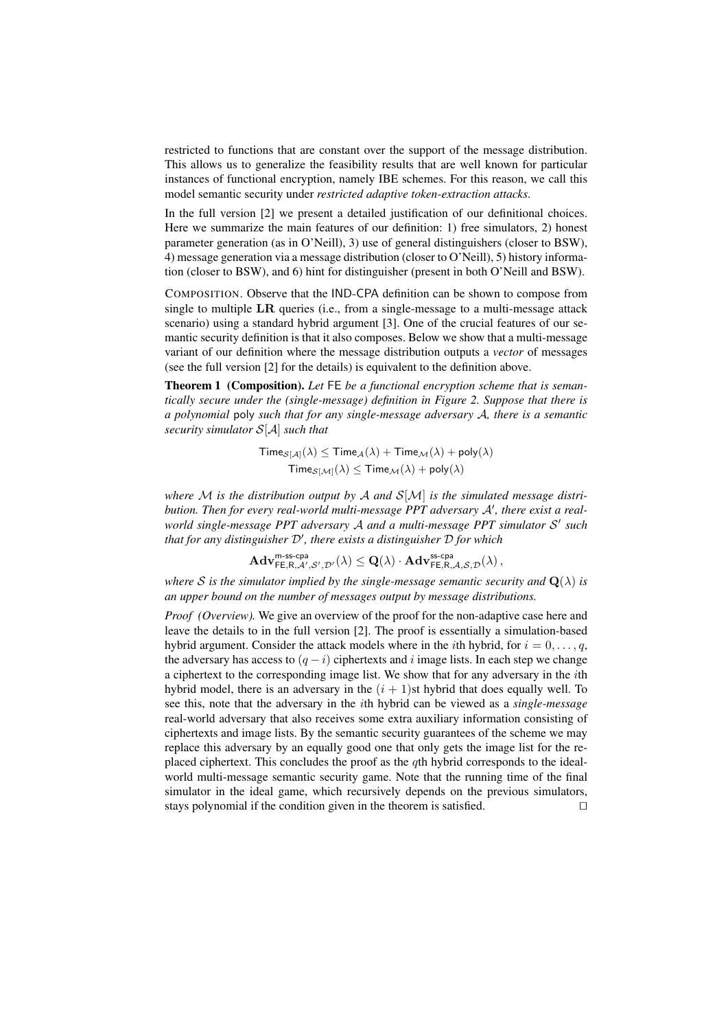restricted to functions that are constant over the support of the message distribution. This allows us to generalize the feasibility results that are well known for particular instances of functional encryption, namely IBE schemes. For this reason, we call this model semantic security under *restricted adaptive token-extraction attacks*.

In the full version [2] we present a detailed justification of our definitional choices. Here we summarize the main features of our definition: 1) free simulators, 2) honest parameter generation (as in O'Neill), 3) use of general distinguishers (closer to BSW), 4) message generation via a message distribution (closer to O'Neill), 5) history information (closer to BSW), and 6) hint for distinguisher (present in both O'Neill and BSW).

COMPOSITION. Observe that the IND-CPA definition can be shown to compose from single to multiple **LR** queries (i.e., from a single-message to a multi-message attack scenario) using a standard hybrid argument [3]. One of the crucial features of our semantic security definition is that it also composes. Below we show that a multi-message variant of our definition where the message distribution outputs a *vector* of messages (see the full version [2] for the details) is equivalent to the definition above.

**Theorem 1 (Composition).** *Let* FE *be a functional encryption scheme that is semantically secure under the (single-message) definition in Figure 2. Suppose that there is a polynomial* poly *such that for any single-message adversary $\mathcal{A}$, there is a semantic security simulator $\mathcal{S}[\mathcal{A}]$ such that*

$$\mathsf{Time}_{\mathcal{S}[\mathcal{A}]}(\lambda) \leq \mathsf{Time}_{\mathcal{A}}(\lambda) + \mathsf{Time}_{\mathcal{M}}(\lambda) + \mathsf{poly}(\lambda)$$
$$\mathsf{Time}_{\mathcal{S}[\mathcal{M}]}(\lambda) \leq \mathsf{Time}_{\mathcal{M}}(\lambda) + \mathsf{poly}(\lambda)$$

*where $\mathcal{M}$ is the distribution output by $\mathcal{A}$ and $\mathcal{S}[\mathcal{M}]$ is the simulated message distribution. Then for every real-world multi-message PPT adversary $\mathcal{A}'$, there exist a real-world single-message PPT adversary $\mathcal{A}$ and a multi-message PPT simulator $\mathcal{S}'$ such that for any distinguisher $\mathcal{D}'$, there exists a distinguisher $\mathcal{D}$ for which*

$$\mathbf{Adv}^{\text{m-ss-cpa}}_{\mathsf{FE},\mathsf{R},\mathcal{A}',\mathcal{S}',\mathcal{D}'}(\lambda) \leq \mathbf{Q}(\lambda) \cdot \mathbf{Adv}^{\text{ss-cpa}}_{\mathsf{FE},\mathsf{R},\mathcal{A},\mathcal{S},\mathcal{D}}(\lambda)\,,$$

*where $\mathcal{S}$ is the simulator implied by the single-message semantic security and $\mathbf{Q}(\lambda)$ is an upper bound on the number of messages output by message distributions.*

*Proof (Overview).* We give an overview of the proof for the non-adaptive case here and leave the details to in the full version [2]. The proof is essentially a simulation-based hybrid argument. Consider the attack models where in the $i$th hybrid, for $i = 0, \ldots, q$, the adversary has access to $(q-i)$ ciphertexts and $i$ image lists. In each step we change a ciphertext to the corresponding image list. We show that for any adversary in the $i$th hybrid model, there is an adversary in the $(i+1)$st hybrid that does equally well. To see this, note that the adversary in the $i$th hybrid can be viewed as a *single-message* real-world adversary that also receives some extra auxiliary information consisting of ciphertexts and image lists. By the semantic security guarantees of the scheme we may replace this adversary by an equally good one that only gets the image list for the replaced ciphertext. This concludes the proof as the $q$th hybrid corresponds to the ideal-world multi-message semantic security game. Note that the running time of the final simulator in the ideal game, which recursively depends on the previous simulators, stays polynomial if the condition given in the theorem is satisfied. ◻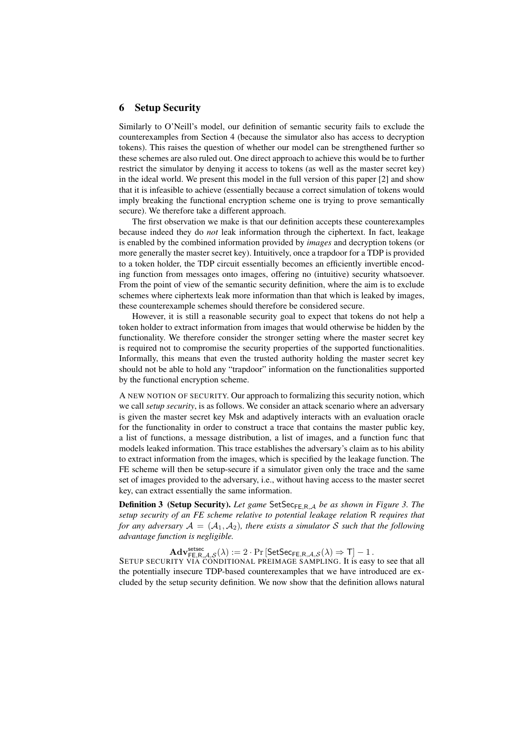## 6 Setup Security

Similarly to O'Neill's model, our definition of semantic security fails to exclude the counterexamples from Section 4 (because the simulator also has access to decryption tokens). This raises the question of whether our model can be strengthened further so these schemes are also ruled out. One direct approach to achieve this would be to further restrict the simulator by denying it access to tokens (as well as the master secret key) in the ideal world. We present this model in the full version of this paper [2] and show that it is infeasible to achieve (essentially because a correct simulation of tokens would imply breaking the functional encryption scheme one is trying to prove semantically secure). We therefore take a different approach.

The first observation we make is that our definition accepts these counterexamples because indeed they do *not* leak information through the ciphertext. In fact, leakage is enabled by the combined information provided by *images* and decryption tokens (or more generally the master secret key). Intuitively, once a trapdoor for a TDP is provided to a token holder, the TDP circuit essentially becomes an efficiently invertible encoding function from messages onto images, offering no (intuitive) security whatsoever. From the point of view of the semantic security definition, where the aim is to exclude schemes where ciphertexts leak more information than that which is leaked by images, these counterexample schemes should therefore be considered secure.

However, it is still a reasonable security goal to expect that tokens do not help a token holder to extract information from images that would otherwise be hidden by the functionality. We therefore consider the stronger setting where the master secret key is required not to compromise the security properties of the supported functionalities. Informally, this means that even the trusted authority holding the master secret key should not be able to hold any "trapdoor" information on the functionalities supported by the functional encryption scheme.

A NEW NOTION OF SECURITY. Our approach to formalizing this security notion, which we call *setup security*, is as follows. We consider an attack scenario where an adversary is given the master secret key Msk and adaptively interacts with an evaluation oracle for the functionality in order to construct a trace that contains the master public key, a list of functions, a message distribution, a list of images, and a function func that models leaked information. This trace establishes the adversary's claim as to his ability to extract information from the images, which is specified by the leakage function. The FE scheme will then be setup-secure if a simulator given only the trace and the same set of images provided to the adversary, i.e., without having access to the master secret key, can extract essentially the same information.

**Definition 3 (Setup Security).** *Let game* $\mathsf{SetSec}_{\mathsf{FE},\mathsf{R},\mathcal{A}}$ *be as shown in Figure 3. The setup security of an FE scheme relative to potential leakage relation* $\mathsf{R}$ *requires that for any adversary* $\mathcal{A} = (\mathcal{A}_1, \mathcal{A}_2)$*, there exists a simulator* $\mathcal{S}$ *such that the following advantage function is negligible.*

$$\mathbf{Adv}^{\mathsf{setsec}}_{\mathsf{FE},\mathsf{R},\mathcal{A},\mathcal{S}}(\lambda) := 2 \cdot \Pr\left[\mathsf{SetSec}_{\mathsf{FE},\mathsf{R},\mathcal{A},\mathcal{S}}(\lambda) \Rightarrow \mathsf{T}\right] - 1\,.$$

SETUP SECURITY VIA CONDITIONAL PREIMAGE SAMPLING. It is easy to see that all the potentially insecure TDP-based counterexamples that we have introduced are excluded by the setup security definition. We now show that the definition allows natural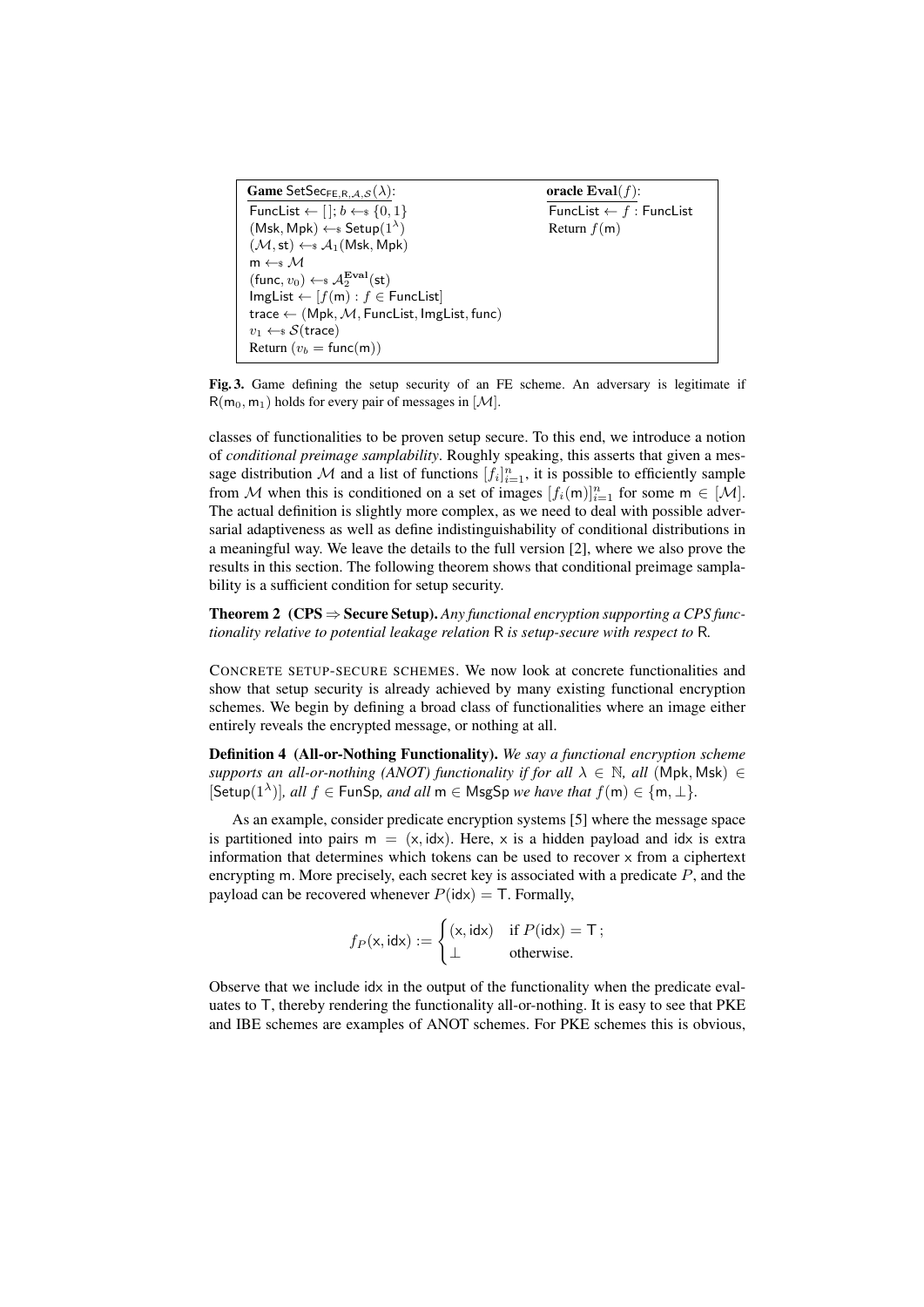**Game** $\mathsf{SetSec}_{\mathsf{FE},\mathsf{R},\mathcal{A},\mathcal{S}}(\lambda)$:
$\mathsf{FuncList} \leftarrow [\,]$; $b \leftarrow_\$ \{0,1\}$
$(\mathsf{Msk},\mathsf{Mpk}) \leftarrow_\$ \mathsf{Setup}(1^\lambda)$
$(\mathcal{M},\mathsf{st}) \leftarrow_\$ \mathcal{A}_1(\mathsf{Msk},\mathsf{Mpk})$
$\mathsf{m} \leftarrow_\$ \mathcal{M}$
$(\mathsf{func}, v_0) \leftarrow_\$ \mathcal{A}_2^{\mathbf{Eval}}(\mathsf{st})$
$\mathsf{ImgList} \leftarrow [f(\mathsf{m}) : f \in \mathsf{FuncList}]$
$\mathsf{trace} \leftarrow (\mathsf{Mpk}, \mathcal{M}, \mathsf{FuncList}, \mathsf{ImgList}, \mathsf{func})$
$v_1 \leftarrow_\$ \mathcal{S}(\mathsf{trace})$
Return $(v_b = \mathsf{func}(\mathsf{m}))$

**oracle** $\mathbf{Eval}(f)$:
$\mathsf{FuncList} \leftarrow f : \mathsf{FuncList}$
Return $f(\mathsf{m})$

**Fig. 3.** Game defining the setup security of an FE scheme. An adversary is legitimate if $\mathsf{R}(\mathsf{m}_0, \mathsf{m}_1)$ holds for every pair of messages in $[\mathcal{M}]$.

classes of functionalities to be proven setup secure. To this end, we introduce a notion of *conditional preimage samplability*. Roughly speaking, this asserts that given a message distribution $\mathcal{M}$ and a list of functions $[f_i]_{i=1}^n$, it is possible to efficiently sample from $\mathcal{M}$ when this is conditioned on a set of images $[f_i(\mathsf{m})]_{i=1}^n$ for some $\mathsf{m} \in [\mathcal{M}]$. The actual definition is slightly more complex, as we need to deal with possible adversarial adaptiveness as well as define indistinguishability of conditional distributions in a meaningful way. We leave the details to the full version [2], where we also prove the results in this section. The following theorem shows that conditional preimage samplability is a sufficient condition for setup security.

**Theorem 2 (CPS $\Rightarrow$ Secure Setup).** *Any functional encryption supporting a CPS functionality relative to potential leakage relation* $\mathsf{R}$ *is setup-secure with respect to* $\mathsf{R}$*.*

CONCRETE SETUP-SECURE SCHEMES. We now look at concrete functionalities and show that setup security is already achieved by many existing functional encryption schemes. We begin by defining a broad class of functionalities where an image either entirely reveals the encrypted message, or nothing at all.

**Definition 4 (All-or-Nothing Functionality).** *We say a functional encryption scheme supports an all-or-nothing (ANOT) functionality if for all* $\lambda \in \mathbb{N}$*, all* $(\mathsf{Mpk}, \mathsf{Msk}) \in [\mathsf{Setup}(1^\lambda)]$*, all* $f \in \mathsf{FunSp}$*, and all* $\mathsf{m} \in \mathsf{MsgSp}$ *we have that* $f(\mathsf{m}) \in \{\mathsf{m}, \perp\}$*.*

As an example, consider predicate encryption systems [5] where the message space is partitioned into pairs $\mathsf{m} = (\mathsf{x}, \mathsf{idx})$. Here, $\mathsf{x}$ is a hidden payload and $\mathsf{idx}$ is extra information that determines which tokens can be used to recover $\mathsf{x}$ from a ciphertext encrypting $\mathsf{m}$. More precisely, each secret key is associated with a predicate $P$, and the payload can be recovered whenever $P(\mathsf{idx}) = \mathsf{T}$. Formally,

$$f_P(\mathsf{x}, \mathsf{idx}) := \begin{cases} (\mathsf{x}, \mathsf{idx}) & \text{if } P(\mathsf{idx}) = \mathsf{T}\,; \\ \perp & \text{otherwise.} \end{cases}$$

Observe that we include $\mathsf{idx}$ in the output of the functionality when the predicate evaluates to $\mathsf{T}$, thereby rendering the functionality all-or-nothing. It is easy to see that PKE and IBE schemes are examples of ANOT schemes. For PKE schemes this is obvious,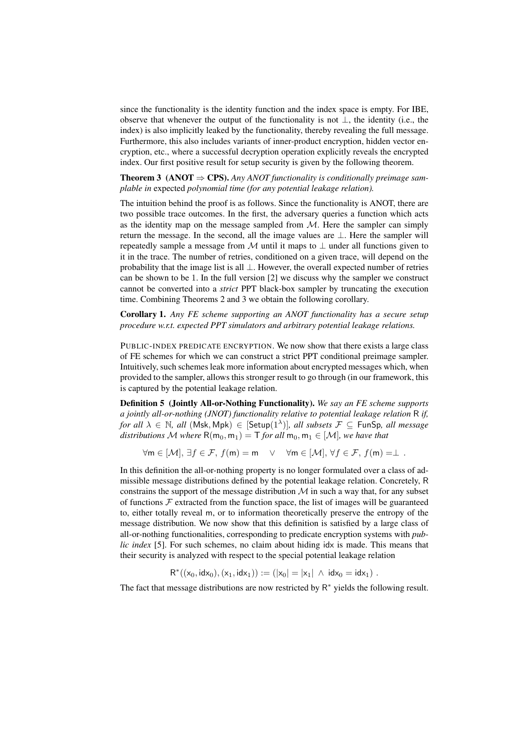since the functionality is the identity function and the index space is empty. For IBE, observe that whenever the output of the functionality is not $\perp$, the identity (i.e., the index) is also implicitly leaked by the functionality, thereby revealing the full message. Furthermore, this also includes variants of inner-product encryption, hidden vector encryption, etc., where a successful decryption operation explicitly reveals the encrypted index. Our first positive result for setup security is given by the following theorem.

**Theorem 3 (ANOT $\Rightarrow$ CPS).** *Any ANOT functionality is conditionally preimage samplable in* expected *polynomial time (for any potential leakage relation).*

The intuition behind the proof is as follows. Since the functionality is ANOT, there are two possible trace outcomes. In the first, the adversary queries a function which acts as the identity map on the message sampled from $\mathcal{M}$. Here the sampler can simply return the message. In the second, all the image values are $\perp$. Here the sampler will repeatedly sample a message from $\mathcal{M}$ until it maps to $\perp$ under all functions given to it in the trace. The number of retries, conditioned on a given trace, will depend on the probability that the image list is all $\perp$. However, the overall expected number of retries can be shown to be 1. In the full version [2] we discuss why the sampler we construct cannot be converted into a *strict* PPT black-box sampler by truncating the execution time. Combining Theorems 2 and 3 we obtain the following corollary.

**Corollary 1.** *Any FE scheme supporting an ANOT functionality has a secure setup procedure w.r.t. expected PPT simulators and arbitrary potential leakage relations.*

PUBLIC-INDEX PREDICATE ENCRYPTION. We now show that there exists a large class of FE schemes for which we can construct a strict PPT conditional preimage sampler. Intuitively, such schemes leak more information about encrypted messages which, when provided to the sampler, allows this stronger result to go through (in our framework, this is captured by the potential leakage relation.

**Definition 5 (Jointly All-or-Nothing Functionality).** *We say an FE scheme supports a jointly all-or-nothing (JNOT) functionality relative to potential leakage relation $\mathsf{R}$ if, for all $\lambda \in \mathbb{N}$, all $(\mathsf{Msk}, \mathsf{Mpk}) \in [\mathsf{Setup}(1^\lambda)]$, all subsets $\mathcal{F} \subseteq \mathsf{FunSp}$, all message distributions $\mathcal{M}$ where $\mathsf{R}(\mathsf{m}_0, \mathsf{m}_1) = \mathsf{T}$ for all $\mathsf{m}_0, \mathsf{m}_1 \in [\mathcal{M}]$, we have that*

$$\forall \mathsf{m} \in [\mathcal{M}],\ \exists f \in \mathcal{F},\ f(\mathsf{m}) = \mathsf{m} \quad \vee \quad \forall \mathsf{m} \in [\mathcal{M}],\ \forall f \in \mathcal{F},\ f(\mathsf{m}) = \perp \ .$$

In this definition the all-or-nothing property is no longer formulated over a class of admissible message distributions defined by the potential leakage relation. Concretely, $\mathsf{R}$ constrains the support of the message distribution $\mathcal{M}$ in such a way that, for any subset of functions $\mathcal{F}$ extracted from the function space, the list of images will be guaranteed to, either totally reveal $\mathsf{m}$, or to information theoretically preserve the entropy of the message distribution. We now show that this definition is satisfied by a large class of all-or-nothing functionalities, corresponding to predicate encryption systems with *public index* [5]. For such schemes, no claim about hiding $\mathsf{idx}$ is made. This means that their security is analyzed with respect to the special potential leakage relation

$$\mathsf{R}^*((\mathsf{x}_0, \mathsf{idx}_0), (\mathsf{x}_1, \mathsf{idx}_1)) := (|\mathsf{x}_0| = |\mathsf{x}_1| \ \wedge \ \mathsf{idx}_0 = \mathsf{idx}_1) \ .$$

The fact that message distributions are now restricted by $\mathsf{R}^*$ yields the following result.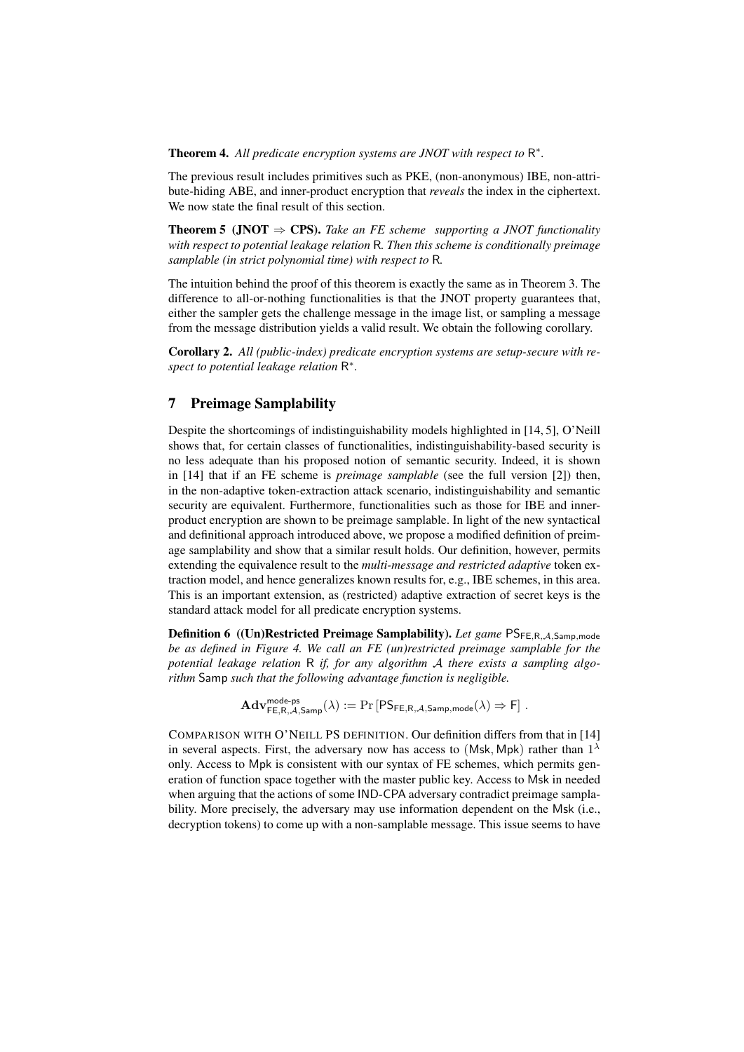**Theorem 4.** *All predicate encryption systems are JNOT with respect to* $\mathsf{R}^*$.

The previous result includes primitives such as PKE, (non-anonymous) IBE, non-attribute-hiding ABE, and inner-product encryption that *reveals* the index in the ciphertext. We now state the final result of this section.

**Theorem 5 (JNOT $\Rightarrow$ CPS).** *Take an FE scheme supporting a JNOT functionality with respect to potential leakage relation* $\mathsf{R}$*. Then this scheme is conditionally preimage samplable (in strict polynomial time) with respect to* $\mathsf{R}$*.*

The intuition behind the proof of this theorem is exactly the same as in Theorem 3. The difference to all-or-nothing functionalities is that the JNOT property guarantees that, either the sampler gets the challenge message in the image list, or sampling a message from the message distribution yields a valid result. We obtain the following corollary.

**Corollary 2.** *All (public-index) predicate encryption systems are setup-secure with respect to potential leakage relation* $\mathsf{R}^*$.

## 7 Preimage Samplability

Despite the shortcomings of indistinguishability models highlighted in [14, 5], O'Neill shows that, for certain classes of functionalities, indistinguishability-based security is no less adequate than his proposed notion of semantic security. Indeed, it is shown in [14] that if an FE scheme is *preimage samplable* (see the full version [2]) then, in the non-adaptive token-extraction attack scenario, indistinguishability and semantic security are equivalent. Furthermore, functionalities such as those for IBE and inner-product encryption are shown to be preimage samplable. In light of the new syntactical and definitional approach introduced above, we propose a modified definition of preimage samplability and show that a similar result holds. Our definition, however, permits extending the equivalence result to the *multi-message and restricted adaptive* token extraction model, and hence generalizes known results for, e.g., IBE schemes, in this area. This is an important extension, as (restricted) adaptive extraction of secret keys is the standard attack model for all predicate encryption systems.

**Definition 6 ((Un)Restricted Preimage Samplability).** *Let game* $\mathsf{PS}_{\mathsf{FE},\mathsf{R},\mathcal{A},\mathsf{Samp},\mathsf{mode}}$ *be as defined in Figure 4. We call an FE (un)restricted preimage samplable for the potential leakage relation* $\mathsf{R}$ *if, for any algorithm* $\mathcal{A}$ *there exists a sampling algorithm* $\mathsf{Samp}$ *such that the following advantage function is negligible.*

$$\mathbf{Adv}^{\mathsf{mode\text{-}ps}}_{\mathsf{FE},\mathsf{R},\mathcal{A},\mathsf{Samp}}(\lambda) := \Pr\left[\mathsf{PS}_{\mathsf{FE},\mathsf{R},\mathcal{A},\mathsf{Samp},\mathsf{mode}}(\lambda) \Rightarrow \mathsf{F}\right] .$$

COMPARISON WITH O'NEILL PS DEFINITION. Our definition differs from that in [14] in several aspects. First, the adversary now has access to $(\mathsf{Msk}, \mathsf{Mpk})$ rather than $1^\lambda$ only. Access to $\mathsf{Mpk}$ is consistent with our syntax of FE schemes, which permits generation of function space together with the master public key. Access to $\mathsf{Msk}$ in needed when arguing that the actions of some IND-CPA adversary contradict preimage samplability. More precisely, the adversary may use information dependent on the $\mathsf{Msk}$ (i.e., decryption tokens) to come up with a non-samplable message. This issue seems to have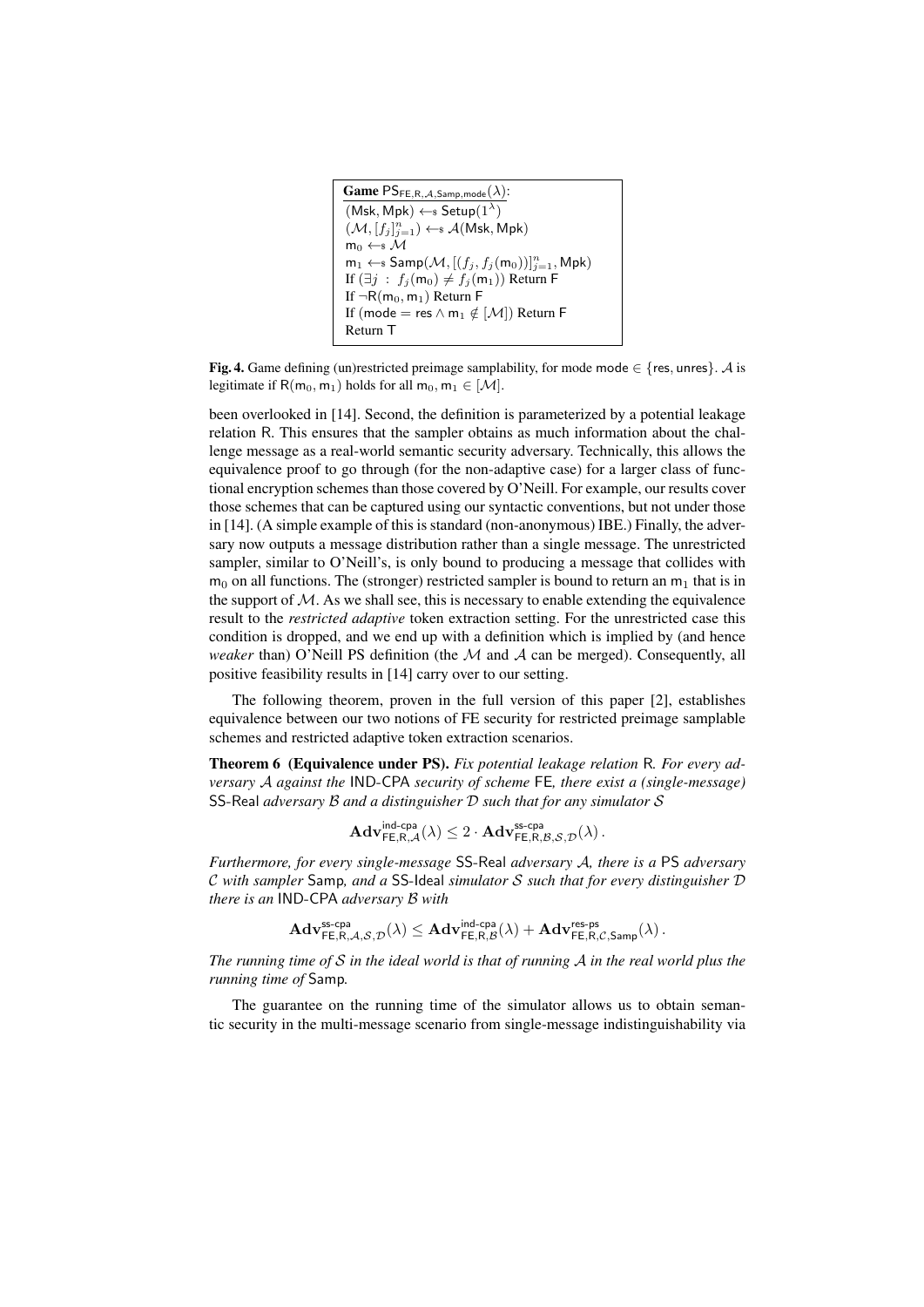**Game** $\mathsf{PS}_{\mathsf{FE},\mathsf{R},\mathcal{A},\mathsf{Samp},\mathsf{mode}}(\lambda)$:

$(\mathsf{Msk}, \mathsf{Mpk}) \leftarrow\!\!\$\ \mathsf{Setup}(1^\lambda)$

$(\mathcal{M}, [f_j]_{j=1}^n) \leftarrow\!\!\$\ \mathcal{A}(\mathsf{Msk}, \mathsf{Mpk})$

$\mathsf{m}_0 \leftarrow\!\!\$\ \mathcal{M}$

$\mathsf{m}_1 \leftarrow\!\!\$\ \mathsf{Samp}(\mathcal{M}, [(f_j, f_j(\mathsf{m}_0))]_{j=1}^n, \mathsf{Mpk})$

If $(\exists j\ :\ f_j(\mathsf{m}_0) \neq f_j(\mathsf{m}_1))$ Return F

If $\neg\mathsf{R}(\mathsf{m}_0, \mathsf{m}_1)$ Return F

If $(\mathsf{mode} = \mathsf{res} \wedge \mathsf{m}_1 \notin [\mathcal{M}])$ Return F

Return T

**Fig. 4.** Game defining (un)restricted preimage samplability, for mode $\mathsf{mode} \in \{\mathsf{res}, \mathsf{unres}\}$. $\mathcal{A}$ is legitimate if $\mathsf{R}(\mathsf{m}_0, \mathsf{m}_1)$ holds for all $\mathsf{m}_0, \mathsf{m}_1 \in [\mathcal{M}]$.

been overlooked in [14]. Second, the definition is parameterized by a potential leakage relation R. This ensures that the sampler obtains as much information about the challenge message as a real-world semantic security adversary. Technically, this allows the equivalence proof to go through (for the non-adaptive case) for a larger class of functional encryption schemes than those covered by O'Neill. For example, our results cover those schemes that can be captured using our syntactic conventions, but not under those in [14]. (A simple example of this is standard (non-anonymous) IBE.) Finally, the adversary now outputs a message distribution rather than a single message. The unrestricted sampler, similar to O'Neill's, is only bound to producing a message that collides with $\mathsf{m}_0$ on all functions. The (stronger) restricted sampler is bound to return an $\mathsf{m}_1$ that is in the support of $\mathcal{M}$. As we shall see, this is necessary to enable extending the equivalence result to the *restricted adaptive* token extraction setting. For the unrestricted case this condition is dropped, and we end up with a definition which is implied by (and hence *weaker* than) O'Neill PS definition (the $\mathcal{M}$ and $\mathcal{A}$ can be merged). Consequently, all positive feasibility results in [14] carry over to our setting.

The following theorem, proven in the full version of this paper [2], establishes equivalence between our two notions of FE security for restricted preimage samplable schemes and restricted adaptive token extraction scenarios.

**Theorem 6 (Equivalence under PS).** *Fix potential leakage relation* R*. For every adversary $\mathcal{A}$ against the* IND-CPA *security of scheme* FE*, there exist a (single-message)* SS-Real *adversary $\mathcal{B}$ and a distinguisher $\mathcal{D}$ such that for any simulator $\mathcal{S}$*

$$\mathbf{Adv}^{\mathsf{ind\text{-}cpa}}_{\mathsf{FE},\mathsf{R},\mathcal{A}}(\lambda) \leq 2 \cdot \mathbf{Adv}^{\mathsf{ss\text{-}cpa}}_{\mathsf{FE},\mathsf{R},\mathcal{B},\mathcal{S},\mathcal{D}}(\lambda)\,.$$

*Furthermore, for every single-message* SS-Real *adversary $\mathcal{A}$, there is a* PS *adversary $\mathcal{C}$ with sampler* Samp*, and a* SS-Ideal *simulator $\mathcal{S}$ such that for every distinguisher $\mathcal{D}$ there is an* IND-CPA *adversary $\mathcal{B}$ with*

$$\mathbf{Adv}^{\mathsf{ss\text{-}cpa}}_{\mathsf{FE},\mathsf{R},\mathcal{A},\mathcal{S},\mathcal{D}}(\lambda) \leq \mathbf{Adv}^{\mathsf{ind\text{-}cpa}}_{\mathsf{FE},\mathsf{R},\mathcal{B}}(\lambda) + \mathbf{Adv}^{\mathsf{res\text{-}ps}}_{\mathsf{FE},\mathsf{R},\mathcal{C},\mathsf{Samp}}(\lambda)\,.$$

*The running time of $\mathcal{S}$ in the ideal world is that of running $\mathcal{A}$ in the real world plus the running time of* Samp*.*

The guarantee on the running time of the simulator allows us to obtain semantic security in the multi-message scenario from single-message indistinguishability via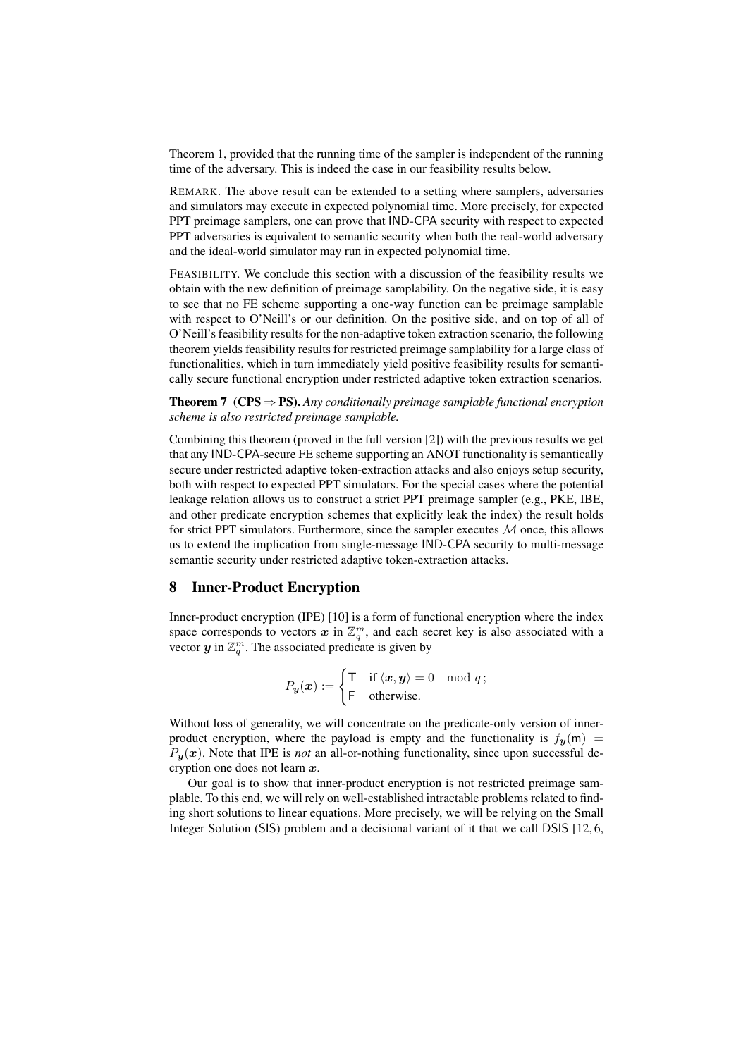Theorem 1, provided that the running time of the sampler is independent of the running time of the adversary. This is indeed the case in our feasibility results below.

REMARK. The above result can be extended to a setting where samplers, adversaries and simulators may execute in expected polynomial time. More precisely, for expected PPT preimage samplers, one can prove that IND-CPA security with respect to expected PPT adversaries is equivalent to semantic security when both the real-world adversary and the ideal-world simulator may run in expected polynomial time.

FEASIBILITY. We conclude this section with a discussion of the feasibility results we obtain with the new definition of preimage samplability. On the negative side, it is easy to see that no FE scheme supporting a one-way function can be preimage samplable with respect to O'Neill's or our definition. On the positive side, and on top of all of O'Neill's feasibility results for the non-adaptive token extraction scenario, the following theorem yields feasibility results for restricted preimage samplability for a large class of functionalities, which in turn immediately yield positive feasibility results for semantically secure functional encryption under restricted adaptive token extraction scenarios.

**Theorem 7 (CPS $\Rightarrow$ PS).** *Any conditionally preimage samplable functional encryption scheme is also restricted preimage samplable.*

Combining this theorem (proved in the full version [2]) with the previous results we get that any IND-CPA-secure FE scheme supporting an ANOT functionality is semantically secure under restricted adaptive token-extraction attacks and also enjoys setup security, both with respect to expected PPT simulators. For the special cases where the potential leakage relation allows us to construct a strict PPT preimage sampler (e.g., PKE, IBE, and other predicate encryption schemes that explicitly leak the index) the result holds for strict PPT simulators. Furthermore, since the sampler executes $\mathcal{M}$ once, this allows us to extend the implication from single-message IND-CPA security to multi-message semantic security under restricted adaptive token-extraction attacks.

## 8 Inner-Product Encryption

Inner-product encryption (IPE) [10] is a form of functional encryption where the index space corresponds to vectors $\boldsymbol{x}$ in $\mathbb{Z}_q^m$, and each secret key is also associated with a vector $\boldsymbol{y}$ in $\mathbb{Z}_q^m$. The associated predicate is given by

$$P_{\boldsymbol{y}}(\boldsymbol{x}) := \begin{cases} \mathsf{T} & \text{if } \langle \boldsymbol{x}, \boldsymbol{y} \rangle = 0 \mod q\,; \\ \mathsf{F} & \text{otherwise.} \end{cases}$$

Without loss of generality, we will concentrate on the predicate-only version of inner-product encryption, where the payload is empty and the functionality is $f_{\boldsymbol{y}}(\mathsf{m}) = P_{\boldsymbol{y}}(\boldsymbol{x})$. Note that IPE is *not* an all-or-nothing functionality, since upon successful decryption one does not learn $\boldsymbol{x}$.

Our goal is to show that inner-product encryption is not restricted preimage samplable. To this end, we will rely on well-established intractable problems related to finding short solutions to linear equations. More precisely, we will be relying on the Small Integer Solution (SIS) problem and a decisional variant of it that we call DSIS [12, 6,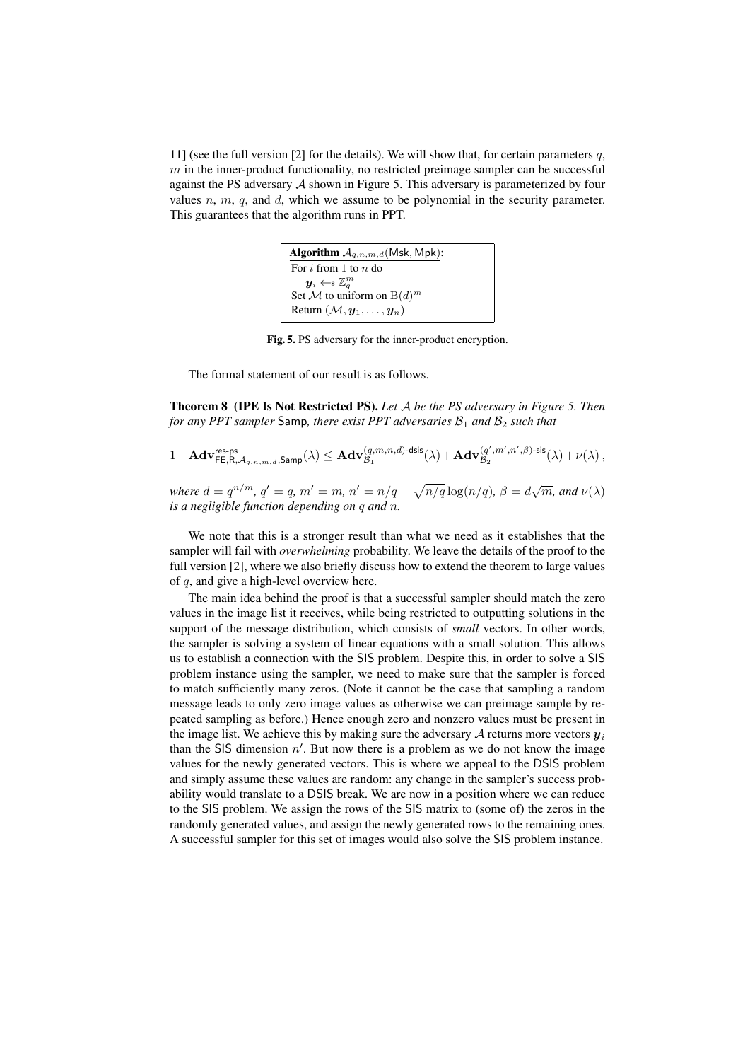11] (see the full version [2] for the details). We will show that, for certain parameters $q$, $m$ in the inner-product functionality, no restricted preimage sampler can be successful against the PS adversary $\mathcal{A}$ shown in Figure 5. This adversary is parameterized by four values $n$, $m$, $q$, and $d$, which we assume to be polynomial in the security parameter. This guarantees that the algorithm runs in PPT.

```
Algorithm A_{q,n,m,d}(Msk, Mpk):
For i from 1 to n do
    y_i <-$ Z_q^m
Set M to uniform on B(d)^m
Return (M, y_1, ..., y_n)
```

**Fig. 5.** PS adversary for the inner-product encryption.

The formal statement of our result is as follows.

**Theorem 8 (IPE Is Not Restricted PS).** *Let $\mathcal{A}$ be the PS adversary in Figure 5. Then for any PPT sampler* $\mathsf{Samp}$*, there exist PPT adversaries $\mathcal{B}_1$ and $\mathcal{B}_2$ such that*

$$1 - \mathbf{Adv}^{\text{res-ps}}_{\mathsf{FE},\mathsf{R},\mathcal{A}_{q,n,m,d},\mathsf{Samp}}(\lambda) \leq \mathbf{Adv}^{(q,m,n,d)\text{-dsis}}_{\mathcal{B}_1}(\lambda) + \mathbf{Adv}^{(q',m',n',\beta)\text{-sis}}_{\mathcal{B}_2}(\lambda) + \nu(\lambda)\,,$$

*where $d = q^{n/m}$, $q' = q$, $m' = m$, $n' = n/q - \sqrt{n/q}\log(n/q)$, $\beta = d\sqrt{m}$, and $\nu(\lambda)$ is a negligible function depending on $q$ and $n$.*

We note that this is a stronger result than what we need as it establishes that the sampler will fail with *overwhelming* probability. We leave the details of the proof to the full version [2], where we also briefly discuss how to extend the theorem to large values of $q$, and give a high-level overview here.

The main idea behind the proof is that a successful sampler should match the zero values in the image list it receives, while being restricted to outputting solutions in the support of the message distribution, which consists of *small* vectors. In other words, the sampler is solving a system of linear equations with a small solution. This allows us to establish a connection with the SIS problem. Despite this, in order to solve a SIS problem instance using the sampler, we need to make sure that the sampler is forced to match sufficiently many zeros. (Note it cannot be the case that sampling a random message leads to only zero image values as otherwise we can preimage sample by repeated sampling as before.) Hence enough zero and nonzero values must be present in the image list. We achieve this by making sure the adversary $\mathcal{A}$ returns more vectors $\boldsymbol{y}_i$ than the SIS dimension $n'$. But now there is a problem as we do not know the image values for the newly generated vectors. This is where we appeal to the DSIS problem and simply assume these values are random: any change in the sampler's success probability would translate to a DSIS break. We are now in a position where we can reduce to the SIS problem. We assign the rows of the SIS matrix to (some of) the zeros in the randomly generated values, and assign the newly generated rows to the remaining ones. A successful sampler for this set of images would also solve the SIS problem instance.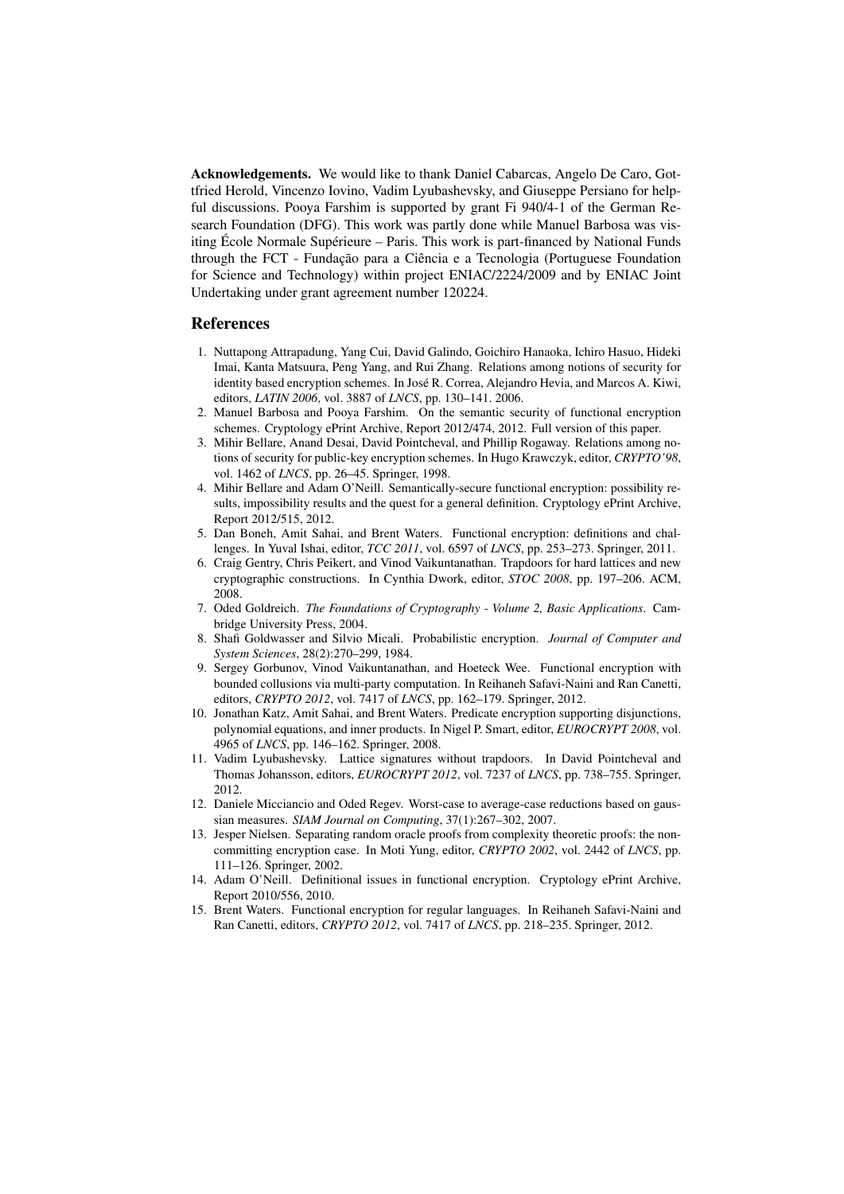**Acknowledgements.** We would like to thank Daniel Cabarcas, Angelo De Caro, Gottfried Herold, Vincenzo Iovino, Vadim Lyubashevsky, and Giuseppe Persiano for helpful discussions. Pooya Farshim is supported by grant Fi 940/4-1 of the German Research Foundation (DFG). This work was partly done while Manuel Barbosa was visiting École Normale Supérieure – Paris. This work is part-financed by National Funds through the FCT - Fundação para a Ciência e a Tecnologia (Portuguese Foundation for Science and Technology) within project ENIAC/2224/2009 and by ENIAC Joint Undertaking under grant agreement number 120224.

## References

1. Nuttapong Attrapadung, Yang Cui, David Galindo, Goichiro Hanaoka, Ichiro Hasuo, Hideki Imai, Kanta Matsuura, Peng Yang, and Rui Zhang. Relations among notions of security for identity based encryption schemes. In José R. Correa, Alejandro Hevia, and Marcos A. Kiwi, editors, *LATIN 2006*, vol. 3887 of *LNCS*, pp. 130–141. 2006.
2. Manuel Barbosa and Pooya Farshim. On the semantic security of functional encryption schemes. Cryptology ePrint Archive, Report 2012/474, 2012. Full version of this paper.
3. Mihir Bellare, Anand Desai, David Pointcheval, and Phillip Rogaway. Relations among notions of security for public-key encryption schemes. In Hugo Krawczyk, editor, *CRYPTO'98*, vol. 1462 of *LNCS*, pp. 26–45. Springer, 1998.
4. Mihir Bellare and Adam O'Neill. Semantically-secure functional encryption: possibility results, impossibility results and the quest for a general definition. Cryptology ePrint Archive, Report 2012/515, 2012.
5. Dan Boneh, Amit Sahai, and Brent Waters. Functional encryption: definitions and challenges. In Yuval Ishai, editor, *TCC 2011*, vol. 6597 of *LNCS*, pp. 253–273. Springer, 2011.
6. Craig Gentry, Chris Peikert, and Vinod Vaikuntanathan. Trapdoors for hard lattices and new cryptographic constructions. In Cynthia Dwork, editor, *STOC 2008*, pp. 197–206. ACM, 2008.
7. Oded Goldreich. *The Foundations of Cryptography - Volume 2, Basic Applications*. Cambridge University Press, 2004.
8. Shafi Goldwasser and Silvio Micali. Probabilistic encryption. *Journal of Computer and System Sciences*, 28(2):270–299, 1984.
9. Sergey Gorbunov, Vinod Vaikuntanathan, and Hoeteck Wee. Functional encryption with bounded collusions via multi-party computation. In Reihaneh Safavi-Naini and Ran Canetti, editors, *CRYPTO 2012*, vol. 7417 of *LNCS*, pp. 162–179. Springer, 2012.
10. Jonathan Katz, Amit Sahai, and Brent Waters. Predicate encryption supporting disjunctions, polynomial equations, and inner products. In Nigel P. Smart, editor, *EUROCRYPT 2008*, vol. 4965 of *LNCS*, pp. 146–162. Springer, 2008.
11. Vadim Lyubashevsky. Lattice signatures without trapdoors. In David Pointcheval and Thomas Johansson, editors, *EUROCRYPT 2012*, vol. 7237 of *LNCS*, pp. 738–755. Springer, 2012.
12. Daniele Micciancio and Oded Regev. Worst-case to average-case reductions based on gaussian measures. *SIAM Journal on Computing*, 37(1):267–302, 2007.
13. Jesper Nielsen. Separating random oracle proofs from complexity theoretic proofs: the non-committing encryption case. In Moti Yung, editor, *CRYPTO 2002*, vol. 2442 of *LNCS*, pp. 111–126. Springer, 2002.
14. Adam O'Neill. Definitional issues in functional encryption. Cryptology ePrint Archive, Report 2010/556, 2010.
15. Brent Waters. Functional encryption for regular languages. In Reihaneh Safavi-Naini and Ran Canetti, editors, *CRYPTO 2012*, vol. 7417 of *LNCS*, pp. 218–235. Springer, 2012.